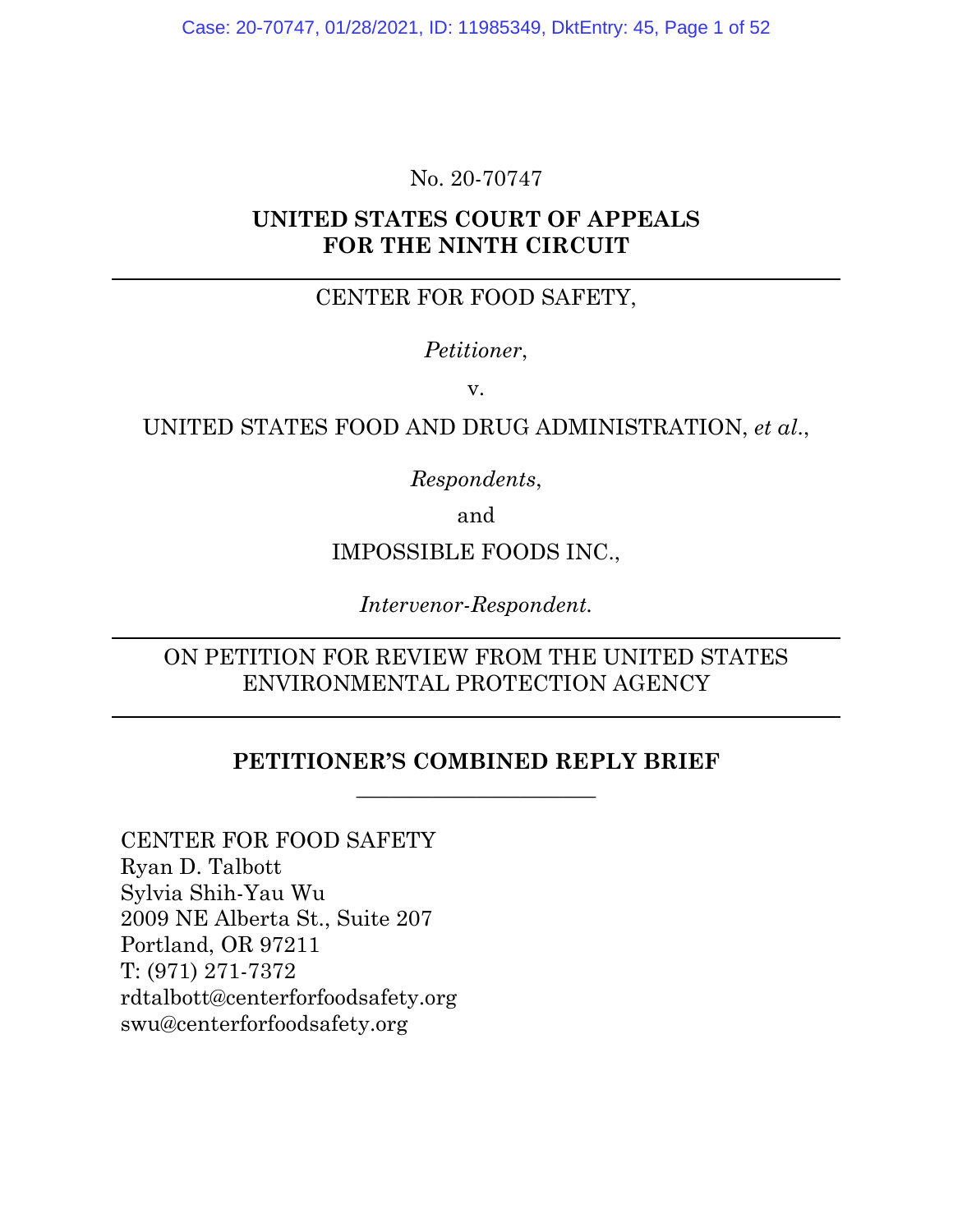No. 20-70747

**UNITED STATES COURT OF APPEALS**
**FOR THE NINTH CIRCUIT**

---

CENTER FOR FOOD SAFETY,

*Petitioner*,

v.

UNITED STATES FOOD AND DRUG ADMINISTRATION, *et al*.,

*Respondents*,

and

IMPOSSIBLE FOODS INC.,

*Intervenor-Respondent.*

---

ON PETITION FOR REVIEW FROM THE UNITED STATES ENVIRONMENTAL PROTECTION AGENCY

---

**PETITIONER'S COMBINED REPLY BRIEF**

---

CENTER FOR FOOD SAFETY
Ryan D. Talbott
Sylvia Shih-Yau Wu
2009 NE Alberta St., Suite 207
Portland, OR 97211
T: (971) 271-7372
rdtalbott@centerforfoodsafety.org
swu@centerforfoodsafety.org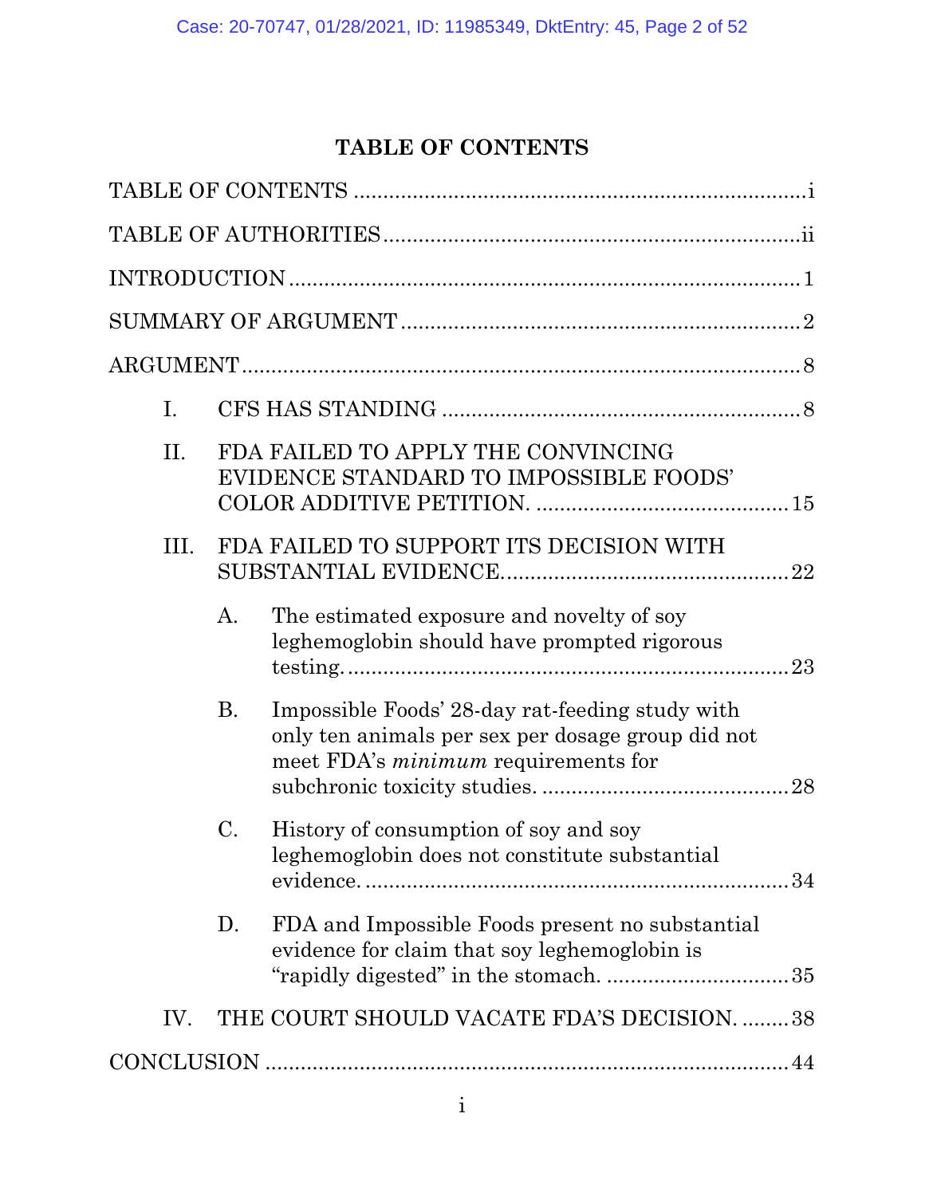# TABLE OF CONTENTS

TABLE OF CONTENTS ............................................................................i

TABLE OF AUTHORITIES......................................................................ii

INTRODUCTION ......................................................................................1

SUMMARY OF ARGUMENT ...................................................................2

ARGUMENT...............................................................................................8

I. CFS HAS STANDING ...........................................................8

II. FDA FAILED TO APPLY THE CONVINCING EVIDENCE STANDARD TO IMPOSSIBLE FOODS' COLOR ADDITIVE PETITION. ..........................................15

III. FDA FAILED TO SUPPORT ITS DECISION WITH SUBSTANTIAL EVIDENCE................................................22

   A. The estimated exposure and novelty of soy leghemoglobin should have prompted rigorous testing.............................................................................23

   B. Impossible Foods' 28-day rat-feeding study with only ten animals per sex per dosage group did not meet FDA's *minimum* requirements for subchronic toxicity studies. ..........................................28

   C. History of consumption of soy and soy leghemoglobin does not constitute substantial evidence. ......................................................................34

   D. FDA and Impossible Foods present no substantial evidence for claim that soy leghemoglobin is "rapidly digested" in the stomach. ..............................35

IV. THE COURT SHOULD VACATE FDA'S DECISION. ........38

CONCLUSION ........................................................................................44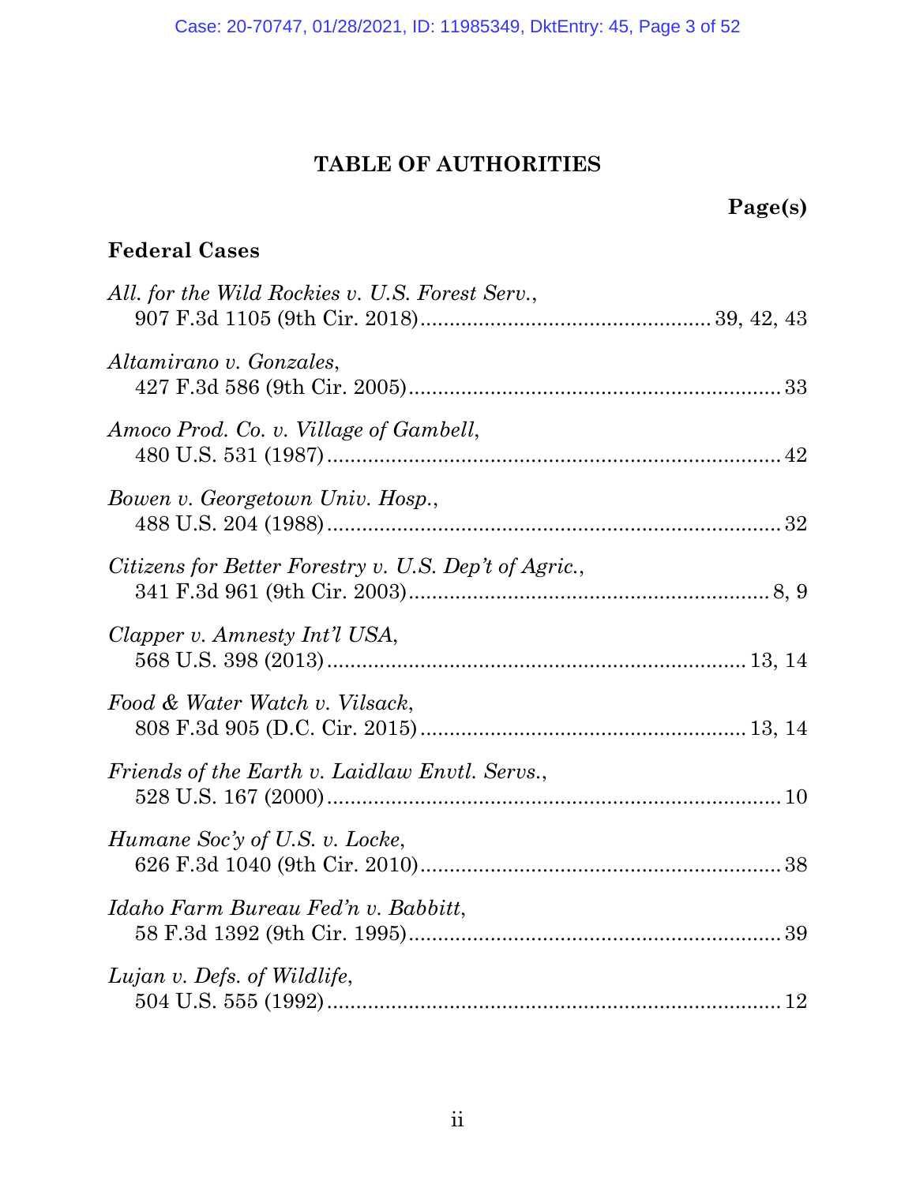## TABLE OF AUTHORITIES

**Page(s)**

### Federal Cases

*All. for the Wild Rockies v. U.S. Forest Serv.*,
907 F.3d 1105 (9th Cir. 2018) ............................................ 39, 42, 43

*Altamirano v. Gonzales*,
427 F.3d 586 (9th Cir. 2005) ............................................................ 33

*Amoco Prod. Co. v. Village of Gambell*,
480 U.S. 531 (1987) .......................................................................... 42

*Bowen v. Georgetown Univ. Hosp.*,
488 U.S. 204 (1988) .......................................................................... 32

*Citizens for Better Forestry v. U.S. Dep't of Agric.*,
341 F.3d 961 (9th Cir. 2003) ........................................................... 8, 9

*Clapper v. Amnesty Int'l USA*,
568 U.S. 398 (2013) ..................................................................... 13, 14

*Food & Water Watch v. Vilsack*,
808 F.3d 905 (D.C. Cir. 2015) ....................................................... 13, 14

*Friends of the Earth v. Laidlaw Envtl. Servs.*,
528 U.S. 167 (2000) .......................................................................... 10

*Humane Soc'y of U.S. v. Locke*,
626 F.3d 1040 (9th Cir. 2010) ........................................................... 38

*Idaho Farm Bureau Fed'n v. Babbitt*,
58 F.3d 1392 (9th Cir. 1995) ............................................................. 39

*Lujan v. Defs. of Wildlife*,
504 U.S. 555 (1992) .......................................................................... 12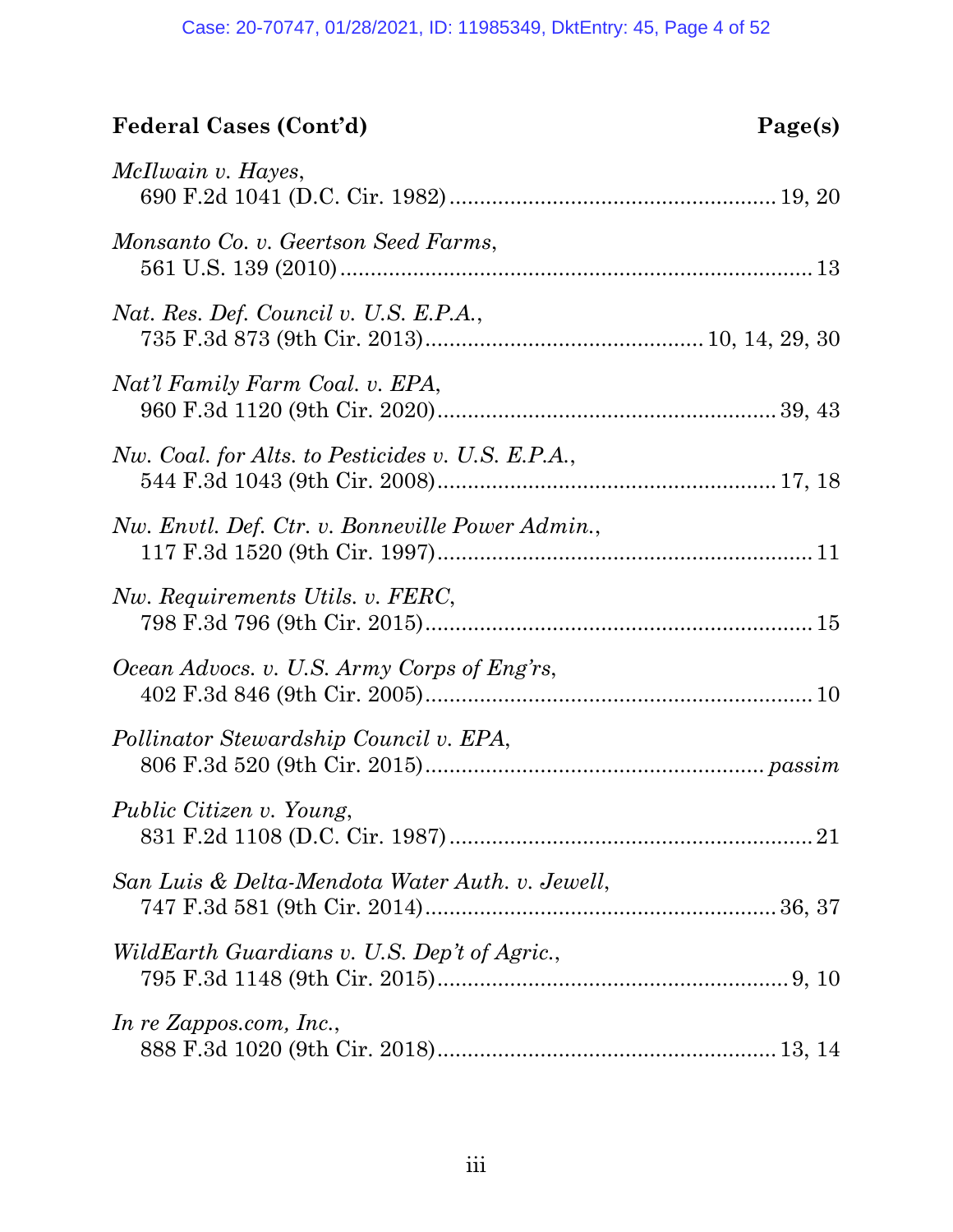**Federal Cases (Cont'd)** **Page(s)**

*McIlwain v. Hayes*,
690 F.2d 1041 (D.C. Cir. 1982) ........................................ 19, 20

*Monsanto Co. v. Geertson Seed Farms*,
561 U.S. 139 (2010) ........................................................ 13

*Nat. Res. Def. Council v. U.S. E.P.A.*,
735 F.3d 873 (9th Cir. 2013) ................................ 10, 14, 29, 30

*Nat'l Family Farm Coal. v. EPA*,
960 F.3d 1120 (9th Cir. 2020) ........................................ 39, 43

*Nw. Coal. for Alts. to Pesticides v. U.S. E.P.A.*,
544 F.3d 1043 (9th Cir. 2008) ........................................ 17, 18

*Nw. Envtl. Def. Ctr. v. Bonneville Power Admin.*,
117 F.3d 1520 (9th Cir. 1997) ............................................ 11

*Nw. Requirements Utils. v. FERC*,
798 F.3d 796 (9th Cir. 2015) .............................................. 15

*Ocean Advocs. v. U.S. Army Corps of Eng'rs*,
402 F.3d 846 (9th Cir. 2005) .............................................. 10

*Pollinator Stewardship Council v. EPA*,
806 F.3d 520 (9th Cir. 2015) ........................................ *passim*

*Public Citizen v. Young*,
831 F.2d 1108 (D.C. Cir. 1987) .......................................... 21

*San Luis & Delta-Mendota Water Auth. v. Jewell*,
747 F.3d 581 (9th Cir. 2014) ......................................... 36, 37

*WildEarth Guardians v. U.S. Dep't of Agric.*,
795 F.3d 1148 (9th Cir. 2015) ........................................... 9, 10

*In re Zappos.com, Inc.*,
888 F.3d 1020 (9th Cir. 2018) ........................................ 13, 14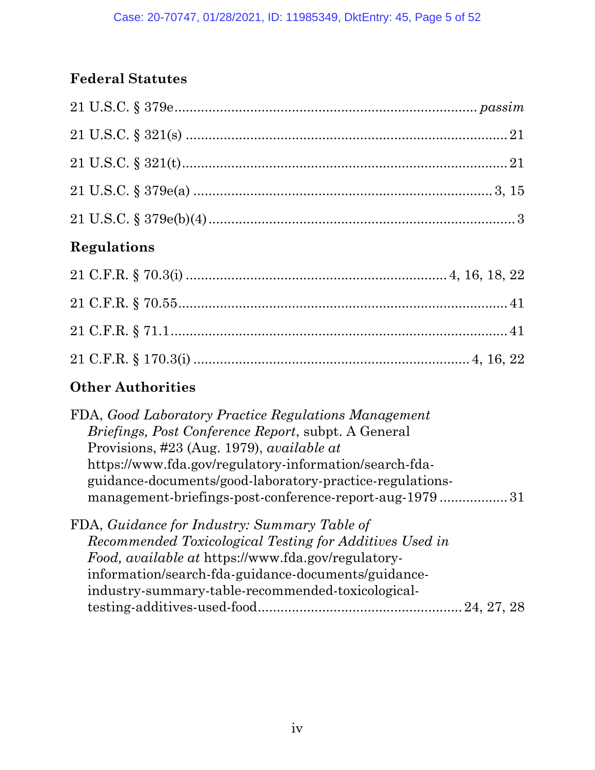## Federal Statutes

21 U.S.C. § 379e ........................................................................ *passim*

21 U.S.C. § 321(s) ........................................................................ 21

21 U.S.C. § 321(t) ........................................................................ 21

21 U.S.C. § 379e(a) ........................................................................ 3, 15

21 U.S.C. § 379e(b)(4) ........................................................................ 3

## Regulations

21 C.F.R. § 70.3(i) ........................................................................ 4, 16, 18, 22

21 C.F.R. § 70.55 ........................................................................ 41

21 C.F.R. § 71.1 ........................................................................ 41

21 C.F.R. § 170.3(i) ........................................................................ 4, 16, 22

## Other Authorities

FDA, *Good Laboratory Practice Regulations Management Briefings, Post Conference Report*, subpt. A General Provisions, #23 (Aug. 1979), *available at* https://www.fda.gov/regulatory-information/search-fda-guidance-documents/good-laboratory-practice-regulations-management-briefings-post-conference-report-aug-1979 .................. 31

FDA, *Guidance for Industry: Summary Table of Recommended Toxicological Testing for Additives Used in Food, available at* https://www.fda.gov/regulatory-information/search-fda-guidance-documents/guidance-industry-summary-table-recommended-toxicological-testing-additives-used-food .................................................. 24, 27, 28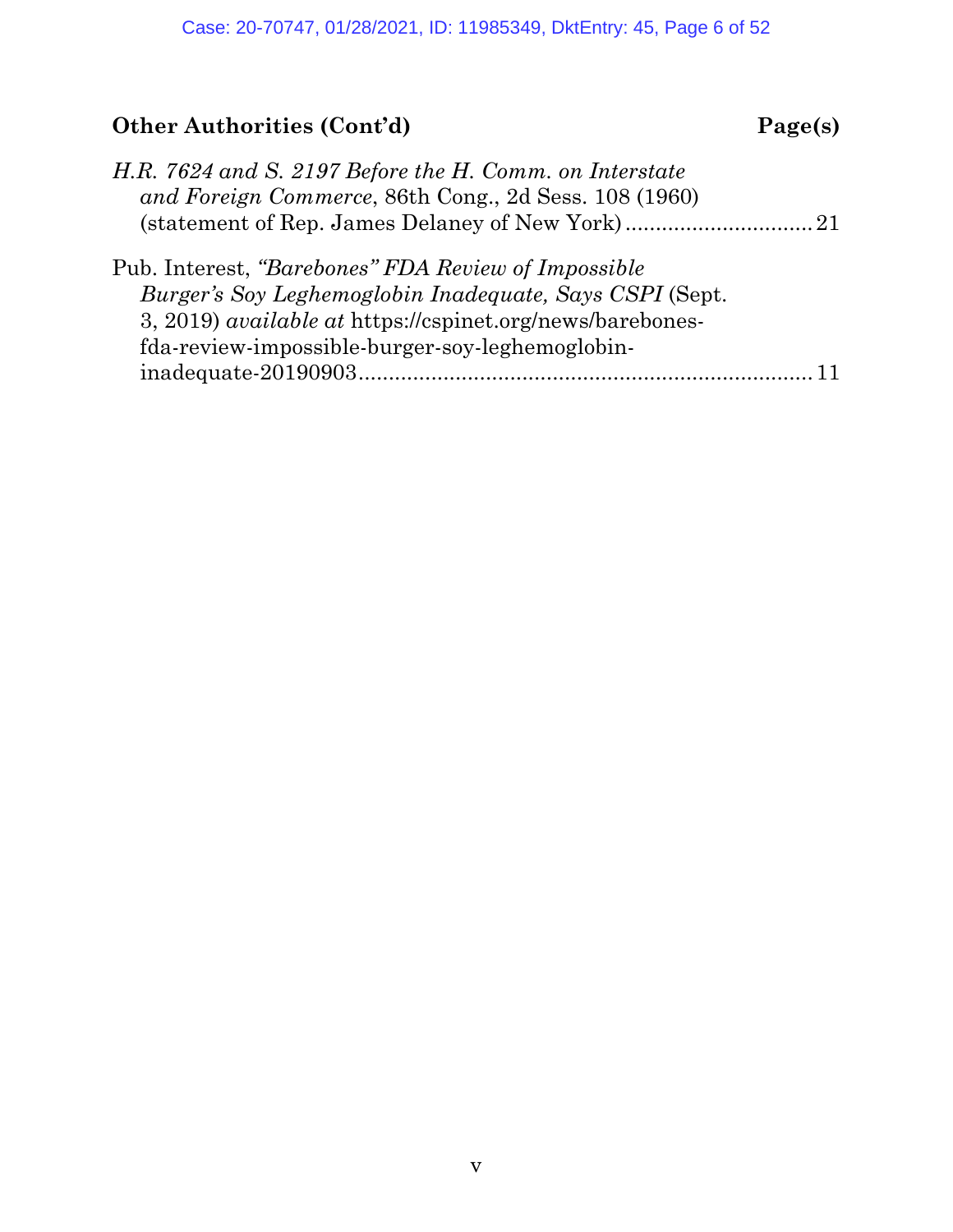## Other Authorities (Cont'd) — Page(s)

*H.R. 7624 and S. 2197 Before the H. Comm. on Interstate and Foreign Commerce*, 86th Cong., 2d Sess. 108 (1960) (statement of Rep. James Delaney of New York) ............................... 21

Pub. Interest, *"Barebones" FDA Review of Impossible Burger's Soy Leghemoglobin Inadequate, Says CSPI* (Sept. 3, 2019) *available at* https://cspinet.org/news/barebones-fda-review-impossible-burger-soy-leghemoglobin-inadequate-20190903 ............................................................................ 11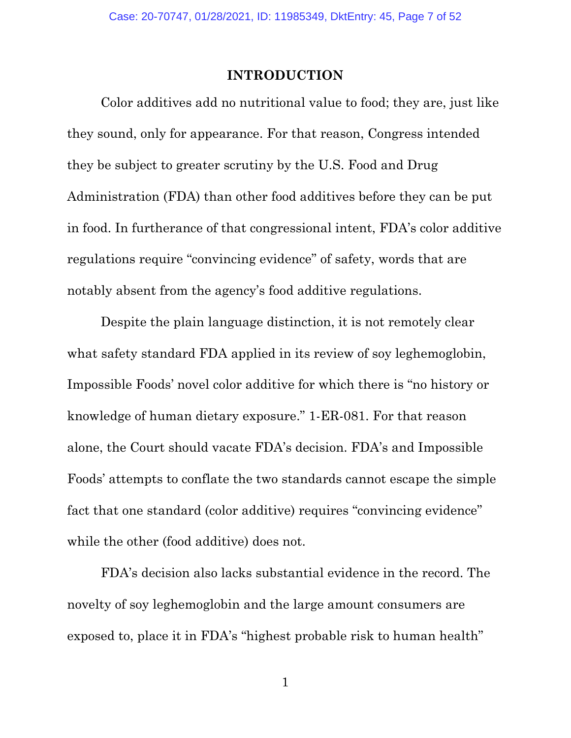## INTRODUCTION

Color additives add no nutritional value to food; they are, just like they sound, only for appearance. For that reason, Congress intended they be subject to greater scrutiny by the U.S. Food and Drug Administration (FDA) than other food additives before they can be put in food. In furtherance of that congressional intent, FDA's color additive regulations require "convincing evidence" of safety, words that are notably absent from the agency's food additive regulations.

Despite the plain language distinction, it is not remotely clear what safety standard FDA applied in its review of soy leghemoglobin, Impossible Foods' novel color additive for which there is "no history or knowledge of human dietary exposure." 1-ER-081. For that reason alone, the Court should vacate FDA's decision. FDA's and Impossible Foods' attempts to conflate the two standards cannot escape the simple fact that one standard (color additive) requires "convincing evidence" while the other (food additive) does not.

FDA's decision also lacks substantial evidence in the record. The novelty of soy leghemoglobin and the large amount consumers are exposed to, place it in FDA's "highest probable risk to human health"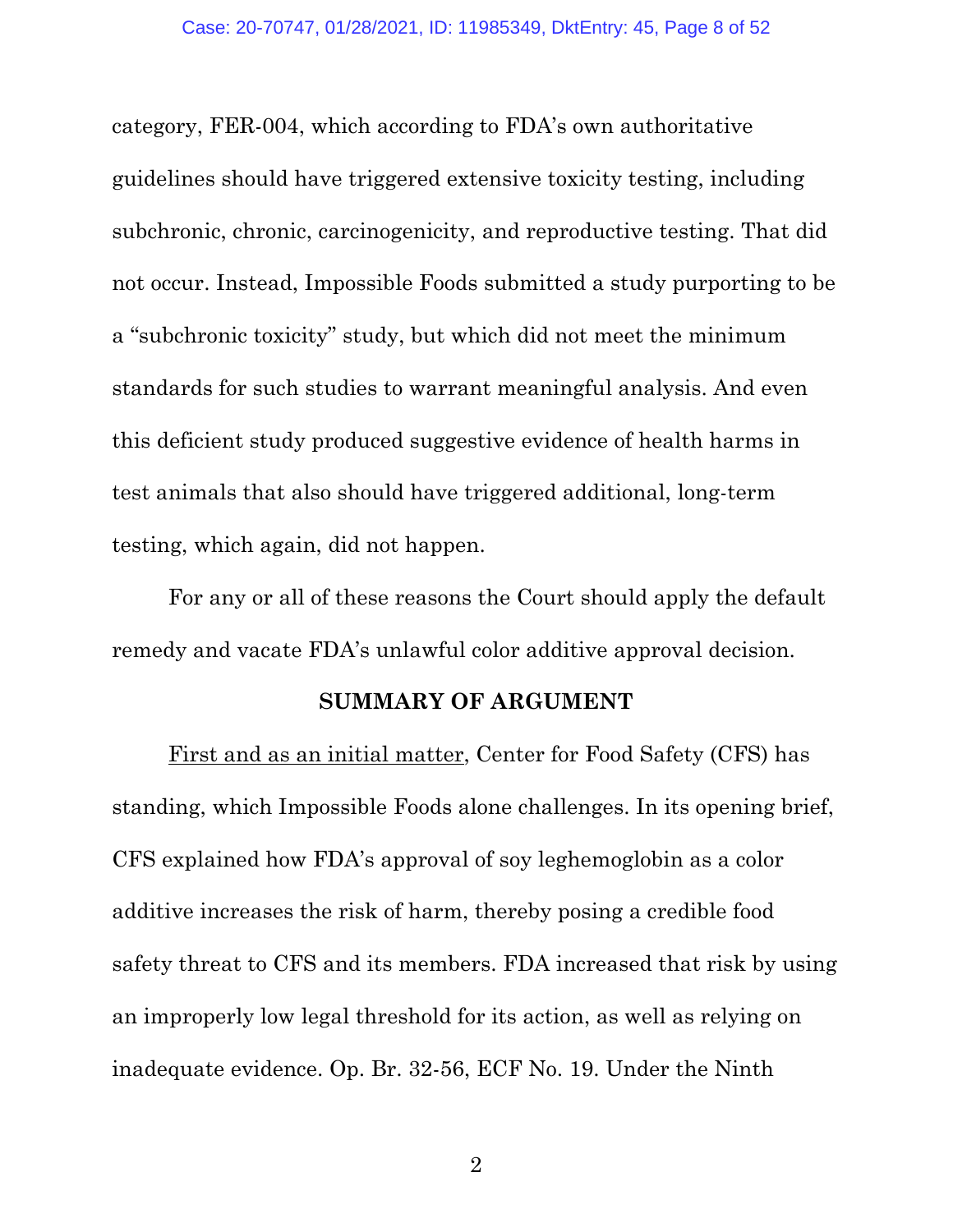category, FER-004, which according to FDA's own authoritative guidelines should have triggered extensive toxicity testing, including subchronic, chronic, carcinogenicity, and reproductive testing. That did not occur. Instead, Impossible Foods submitted a study purporting to be a "subchronic toxicity" study, but which did not meet the minimum standards for such studies to warrant meaningful analysis. And even this deficient study produced suggestive evidence of health harms in test animals that also should have triggered additional, long-term testing, which again, did not happen.

For any or all of these reasons the Court should apply the default remedy and vacate FDA's unlawful color additive approval decision.

## SUMMARY OF ARGUMENT

<u>First and as an initial matter</u>, Center for Food Safety (CFS) has standing, which Impossible Foods alone challenges. In its opening brief, CFS explained how FDA's approval of soy leghemoglobin as a color additive increases the risk of harm, thereby posing a credible food safety threat to CFS and its members. FDA increased that risk by using an improperly low legal threshold for its action, as well as relying on inadequate evidence. Op. Br. 32-56, ECF No. 19. Under the Ninth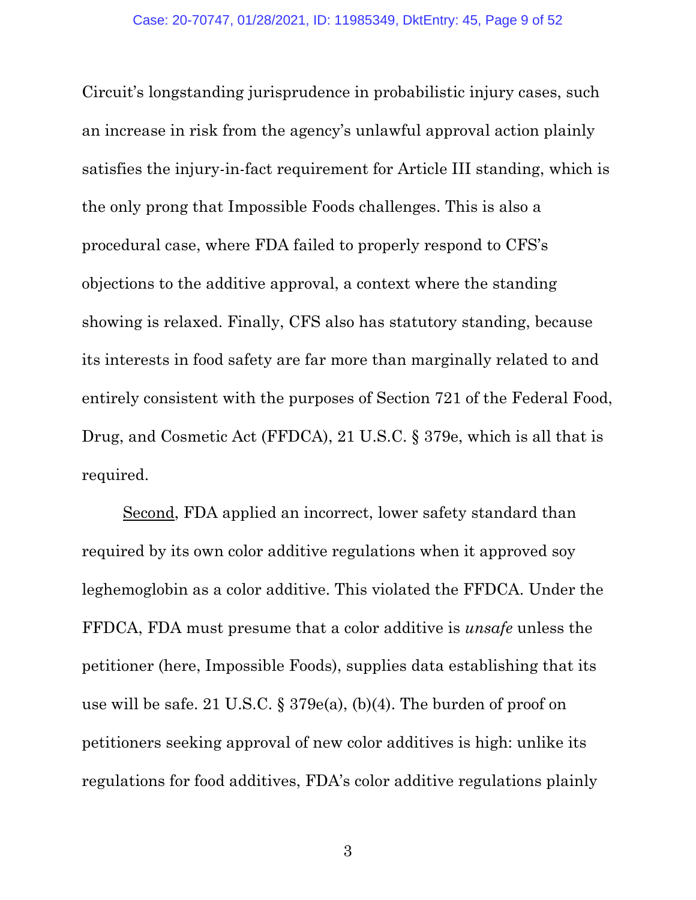Circuit's longstanding jurisprudence in probabilistic injury cases, such an increase in risk from the agency's unlawful approval action plainly satisfies the injury-in-fact requirement for Article III standing, which is the only prong that Impossible Foods challenges. This is also a procedural case, where FDA failed to properly respond to CFS's objections to the additive approval, a context where the standing showing is relaxed. Finally, CFS also has statutory standing, because its interests in food safety are far more than marginally related to and entirely consistent with the purposes of Section 721 of the Federal Food, Drug, and Cosmetic Act (FFDCA), 21 U.S.C. § 379e, which is all that is required.

Second, FDA applied an incorrect, lower safety standard than required by its own color additive regulations when it approved soy leghemoglobin as a color additive. This violated the FFDCA. Under the FFDCA, FDA must presume that a color additive is *unsafe* unless the petitioner (here, Impossible Foods), supplies data establishing that its use will be safe. 21 U.S.C. § 379e(a), (b)(4). The burden of proof on petitioners seeking approval of new color additives is high: unlike its regulations for food additives, FDA's color additive regulations plainly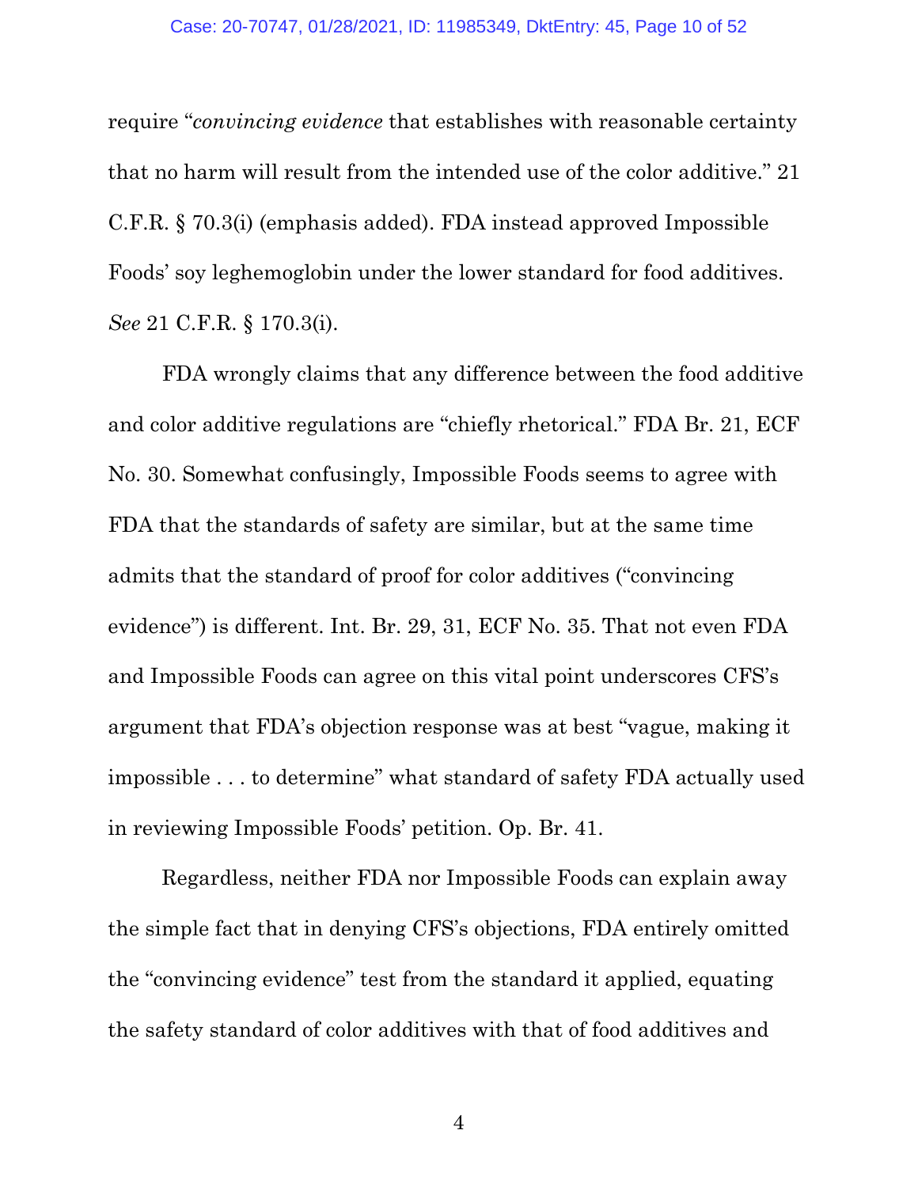require "*convincing evidence* that establishes with reasonable certainty that no harm will result from the intended use of the color additive." 21 C.F.R. § 70.3(i) (emphasis added). FDA instead approved Impossible Foods' soy leghemoglobin under the lower standard for food additives. *See* 21 C.F.R. § 170.3(i).

FDA wrongly claims that any difference between the food additive and color additive regulations are "chiefly rhetorical." FDA Br. 21, ECF No. 30. Somewhat confusingly, Impossible Foods seems to agree with FDA that the standards of safety are similar, but at the same time admits that the standard of proof for color additives ("convincing evidence") is different. Int. Br. 29, 31, ECF No. 35. That not even FDA and Impossible Foods can agree on this vital point underscores CFS's argument that FDA's objection response was at best "vague, making it impossible . . . to determine" what standard of safety FDA actually used in reviewing Impossible Foods' petition. Op. Br. 41.

Regardless, neither FDA nor Impossible Foods can explain away the simple fact that in denying CFS's objections, FDA entirely omitted the "convincing evidence" test from the standard it applied, equating the safety standard of color additives with that of food additives and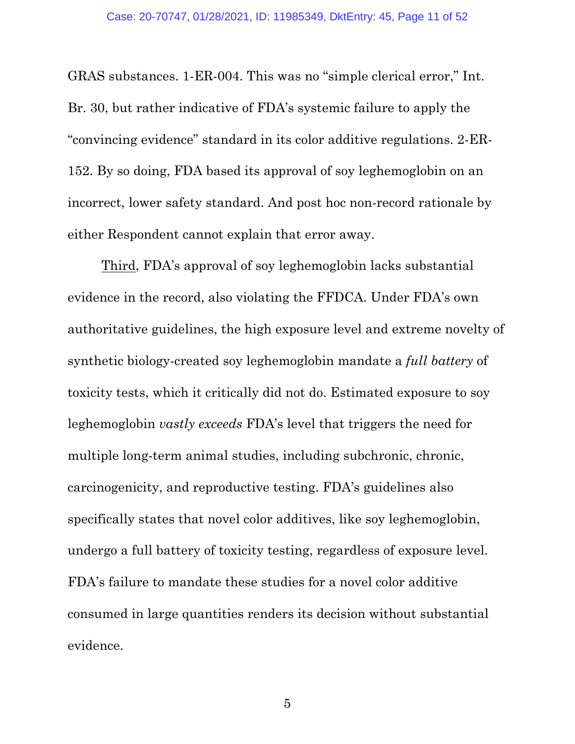GRAS substances. 1-ER-004. This was no "simple clerical error," Int. Br. 30, but rather indicative of FDA's systemic failure to apply the "convincing evidence" standard in its color additive regulations. 2-ER-152. By so doing, FDA based its approval of soy leghemoglobin on an incorrect, lower safety standard. And post hoc non-record rationale by either Respondent cannot explain that error away.

<u>Third</u>, FDA's approval of soy leghemoglobin lacks substantial evidence in the record, also violating the FFDCA. Under FDA's own authoritative guidelines, the high exposure level and extreme novelty of synthetic biology-created soy leghemoglobin mandate a *full battery* of toxicity tests, which it critically did not do. Estimated exposure to soy leghemoglobin *vastly exceeds* FDA's level that triggers the need for multiple long-term animal studies, including subchronic, chronic, carcinogenicity, and reproductive testing. FDA's guidelines also specifically states that novel color additives, like soy leghemoglobin, undergo a full battery of toxicity testing, regardless of exposure level. FDA's failure to mandate these studies for a novel color additive consumed in large quantities renders its decision without substantial evidence.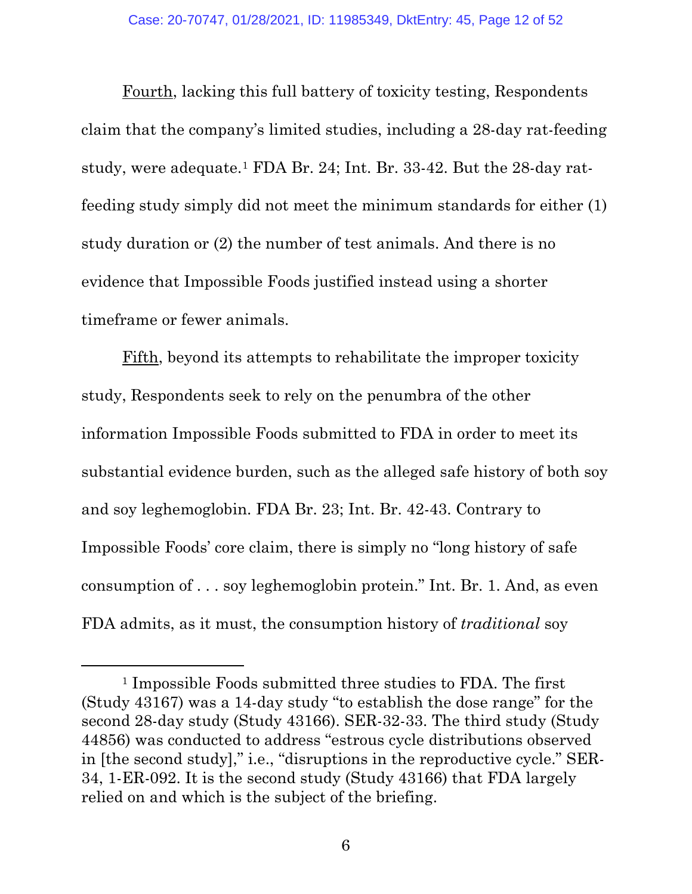Fourth, lacking this full battery of toxicity testing, Respondents claim that the company's limited studies, including a 28-day rat-feeding study, were adequate.[1] FDA Br. 24; Int. Br. 33-42. But the 28-day rat-feeding study simply did not meet the minimum standards for either (1) study duration or (2) the number of test animals. And there is no evidence that Impossible Foods justified instead using a shorter timeframe or fewer animals.

Fifth, beyond its attempts to rehabilitate the improper toxicity study, Respondents seek to rely on the penumbra of the other information Impossible Foods submitted to FDA in order to meet its substantial evidence burden, such as the alleged safe history of both soy and soy leghemoglobin. FDA Br. 23; Int. Br. 42-43. Contrary to Impossible Foods' core claim, there is simply no "long history of safe consumption of . . . soy leghemoglobin protein." Int. Br. 1. And, as even FDA admits, as it must, the consumption history of *traditional* soy

---

[1] Impossible Foods submitted three studies to FDA. The first (Study 43167) was a 14-day study "to establish the dose range" for the second 28-day study (Study 43166). SER-32-33. The third study (Study 44856) was conducted to address "estrous cycle distributions observed in [the second study]," i.e., "disruptions in the reproductive cycle." SER-34, 1-ER-092. It is the second study (Study 43166) that FDA largely relied on and which is the subject of the briefing.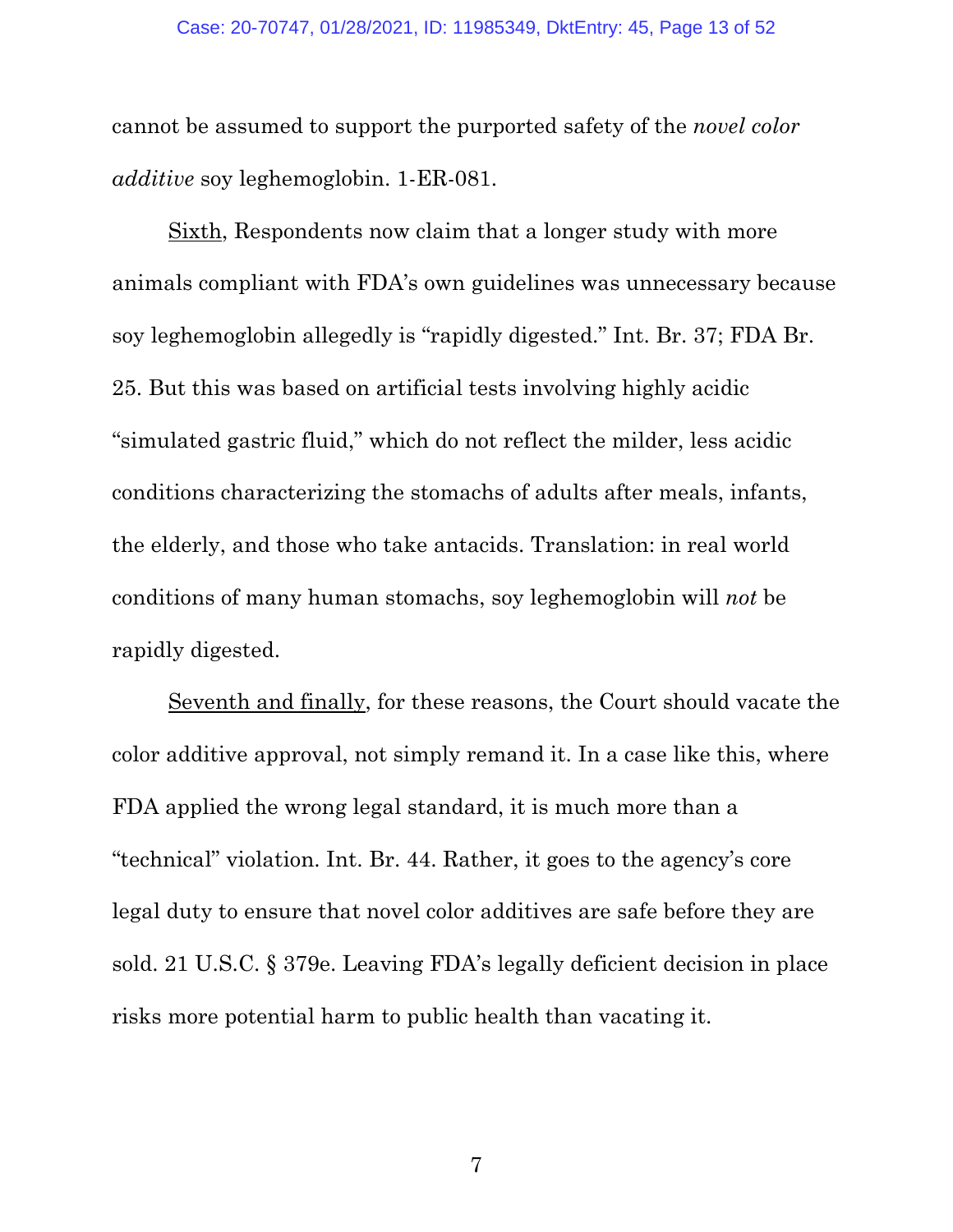cannot be assumed to support the purported safety of the *novel color additive* soy leghemoglobin. 1-ER-081.

<u>Sixth</u>, Respondents now claim that a longer study with more animals compliant with FDA's own guidelines was unnecessary because soy leghemoglobin allegedly is "rapidly digested." Int. Br. 37; FDA Br. 25. But this was based on artificial tests involving highly acidic "simulated gastric fluid," which do not reflect the milder, less acidic conditions characterizing the stomachs of adults after meals, infants, the elderly, and those who take antacids. Translation: in real world conditions of many human stomachs, soy leghemoglobin will *not* be rapidly digested.

<u>Seventh and finally</u>, for these reasons, the Court should vacate the color additive approval, not simply remand it. In a case like this, where FDA applied the wrong legal standard, it is much more than a "technical" violation. Int. Br. 44. Rather, it goes to the agency's core legal duty to ensure that novel color additives are safe before they are sold. 21 U.S.C. § 379e. Leaving FDA's legally deficient decision in place risks more potential harm to public health than vacating it.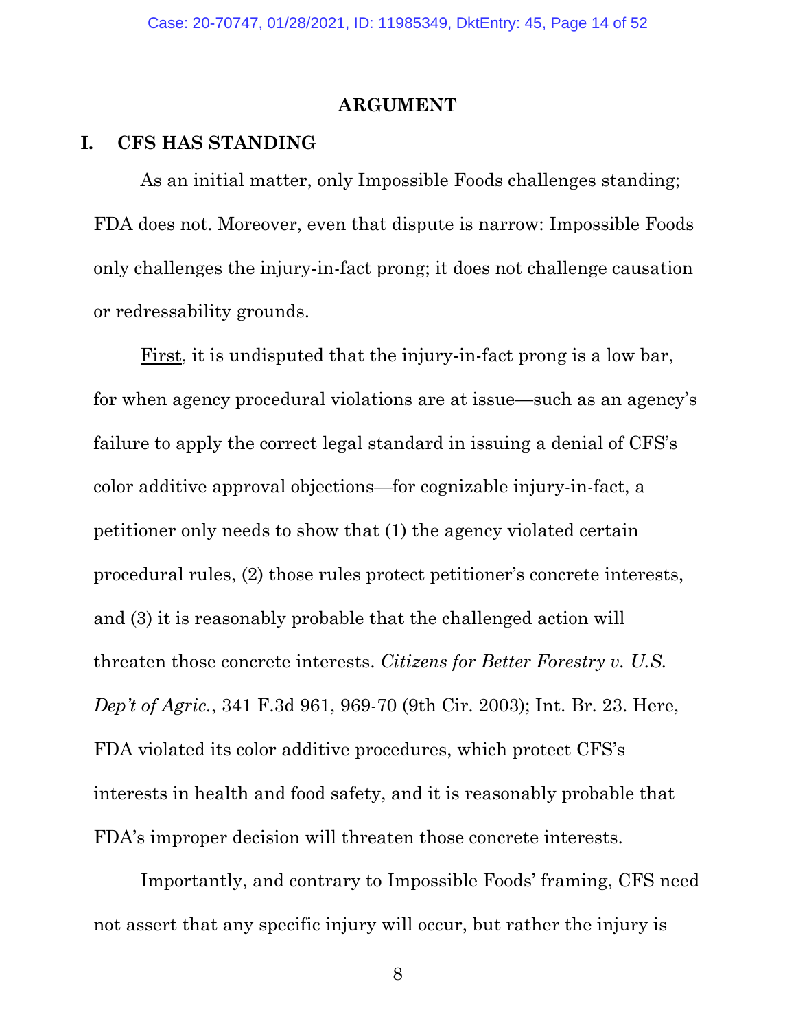## ARGUMENT

### I. CFS HAS STANDING

As an initial matter, only Impossible Foods challenges standing; FDA does not. Moreover, even that dispute is narrow: Impossible Foods only challenges the injury-in-fact prong; it does not challenge causation or redressability grounds.

First, it is undisputed that the injury-in-fact prong is a low bar, for when agency procedural violations are at issue—such as an agency's failure to apply the correct legal standard in issuing a denial of CFS's color additive approval objections—for cognizable injury-in-fact, a petitioner only needs to show that (1) the agency violated certain procedural rules, (2) those rules protect petitioner's concrete interests, and (3) it is reasonably probable that the challenged action will threaten those concrete interests. *Citizens for Better Forestry v. U.S. Dep't of Agric.*, 341 F.3d 961, 969-70 (9th Cir. 2003); Int. Br. 23. Here, FDA violated its color additive procedures, which protect CFS's interests in health and food safety, and it is reasonably probable that FDA's improper decision will threaten those concrete interests.

Importantly, and contrary to Impossible Foods' framing, CFS need not assert that any specific injury will occur, but rather the injury is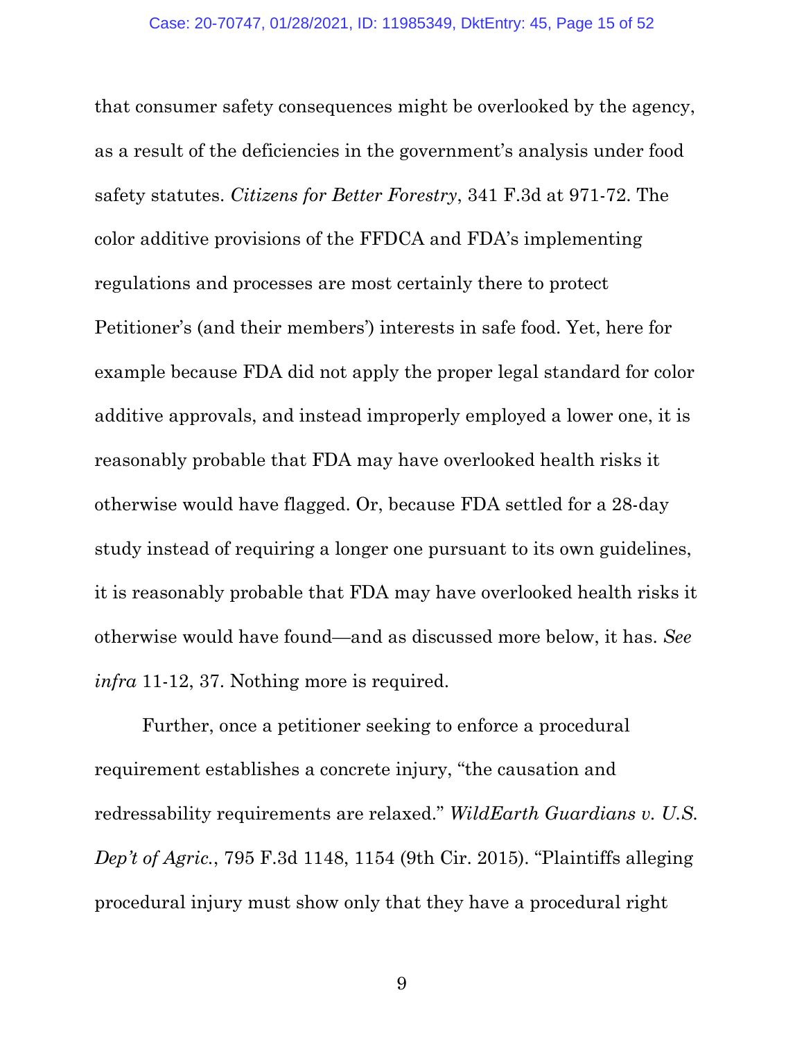that consumer safety consequences might be overlooked by the agency, as a result of the deficiencies in the government's analysis under food safety statutes. *Citizens for Better Forestry*, 341 F.3d at 971-72. The color additive provisions of the FFDCA and FDA's implementing regulations and processes are most certainly there to protect Petitioner's (and their members') interests in safe food. Yet, here for example because FDA did not apply the proper legal standard for color additive approvals, and instead improperly employed a lower one, it is reasonably probable that FDA may have overlooked health risks it otherwise would have flagged. Or, because FDA settled for a 28-day study instead of requiring a longer one pursuant to its own guidelines, it is reasonably probable that FDA may have overlooked health risks it otherwise would have found—and as discussed more below, it has. *See infra* 11-12, 37. Nothing more is required.

Further, once a petitioner seeking to enforce a procedural requirement establishes a concrete injury, "the causation and redressability requirements are relaxed." *WildEarth Guardians v. U.S. Dep't of Agric.*, 795 F.3d 1148, 1154 (9th Cir. 2015). "Plaintiffs alleging procedural injury must show only that they have a procedural right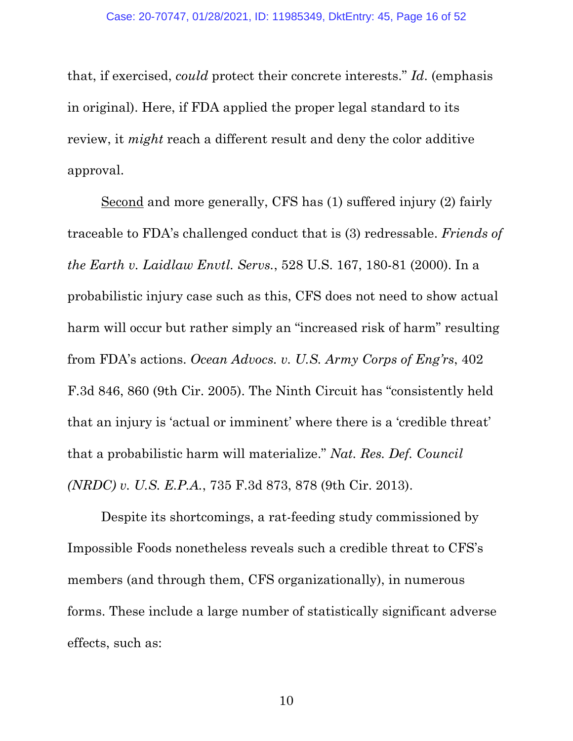that, if exercised, *could* protect their concrete interests." *Id*. (emphasis in original). Here, if FDA applied the proper legal standard to its review, it *might* reach a different result and deny the color additive approval.

Second and more generally, CFS has (1) suffered injury (2) fairly traceable to FDA's challenged conduct that is (3) redressable. *Friends of the Earth v. Laidlaw Envtl. Servs.*, 528 U.S. 167, 180-81 (2000). In a probabilistic injury case such as this, CFS does not need to show actual harm will occur but rather simply an "increased risk of harm" resulting from FDA's actions. *Ocean Advocs. v. U.S. Army Corps of Eng'rs*, 402 F.3d 846, 860 (9th Cir. 2005). The Ninth Circuit has "consistently held that an injury is 'actual or imminent' where there is a 'credible threat' that a probabilistic harm will materialize." *Nat. Res. Def. Council (NRDC) v. U.S. E.P.A.*, 735 F.3d 873, 878 (9th Cir. 2013).

Despite its shortcomings, a rat-feeding study commissioned by Impossible Foods nonetheless reveals such a credible threat to CFS's members (and through them, CFS organizationally), in numerous forms. These include a large number of statistically significant adverse effects, such as: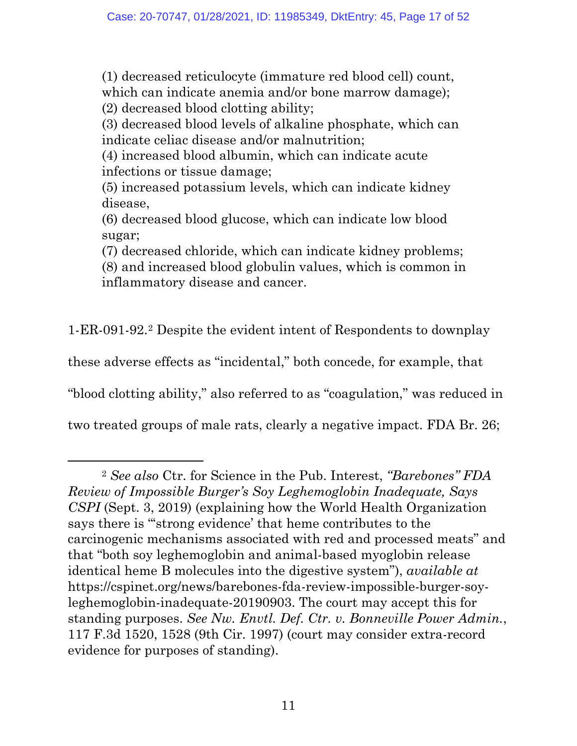> (1) decreased reticulocyte (immature red blood cell) count, which can indicate anemia and/or bone marrow damage);
> (2) decreased blood clotting ability;
> (3) decreased blood levels of alkaline phosphate, which can indicate celiac disease and/or malnutrition;
> (4) increased blood albumin, which can indicate acute infections or tissue damage;
> (5) increased potassium levels, which can indicate kidney disease,
> (6) decreased blood glucose, which can indicate low blood sugar;
> (7) decreased chloride, which can indicate kidney problems;
> (8) and increased blood globulin values, which is common in inflammatory disease and cancer.

1-ER-091-92.[2] Despite the evident intent of Respondents to downplay these adverse effects as "incidental," both concede, for example, that "blood clotting ability," also referred to as "coagulation," was reduced in two treated groups of male rats, clearly a negative impact. FDA Br. 26;

---

[2] *See also* Ctr. for Science in the Pub. Interest, *"Barebones" FDA Review of Impossible Burger's Soy Leghemoglobin Inadequate, Says CSPI* (Sept. 3, 2019) (explaining how the World Health Organization says there is "'strong evidence' that heme contributes to the carcinogenic mechanisms associated with red and processed meats" and that "both soy leghemoglobin and animal-based myoglobin release identical heme B molecules into the digestive system"), *available at* https://cspinet.org/news/barebones-fda-review-impossible-burger-soy-leghemoglobin-inadequate-20190903. The court may accept this for standing purposes. *See Nw. Envtl. Def. Ctr. v. Bonneville Power Admin.*, 117 F.3d 1520, 1528 (9th Cir. 1997) (court may consider extra-record evidence for purposes of standing).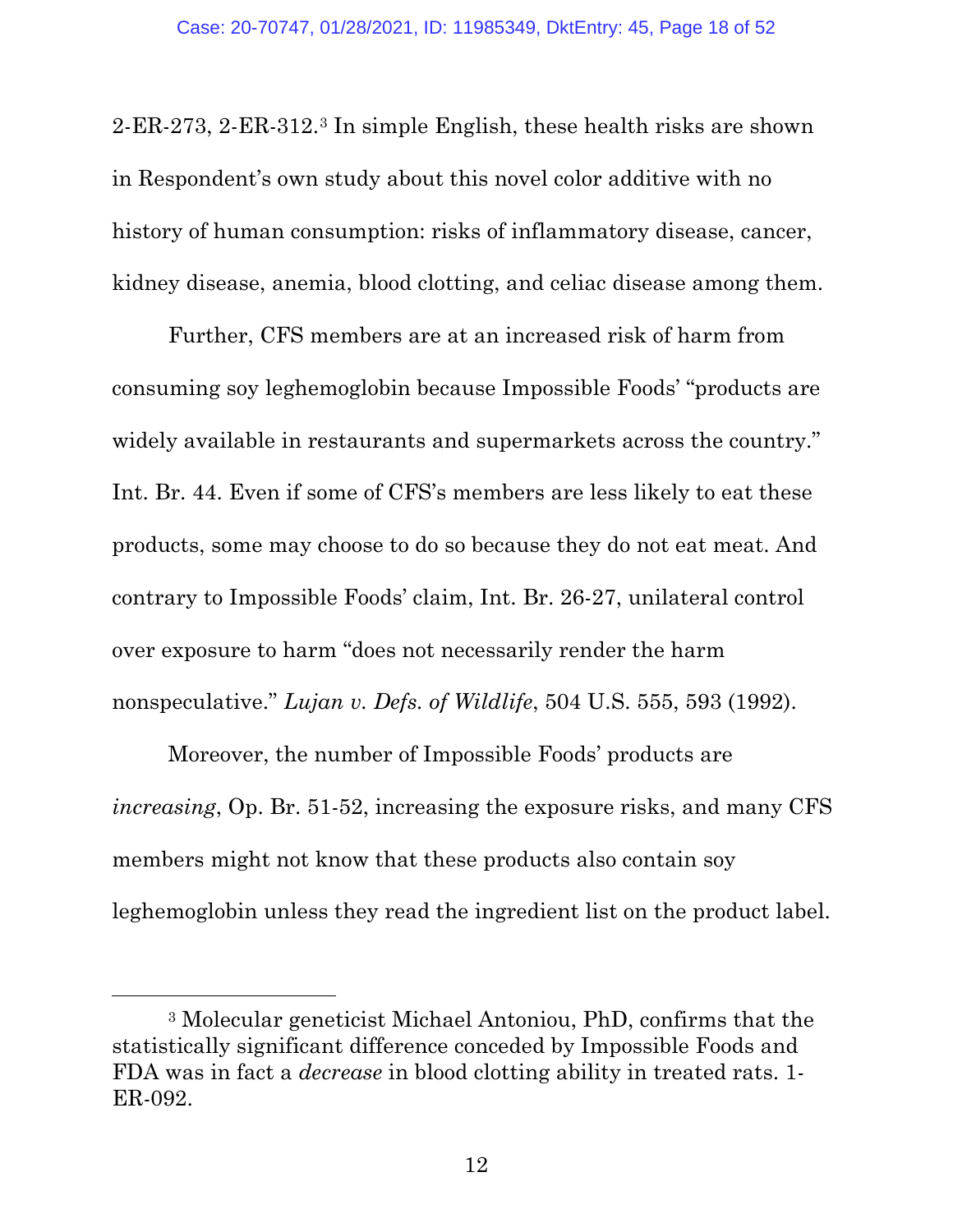2-ER-273, 2-ER-312.[3] In simple English, these health risks are shown in Respondent's own study about this novel color additive with no history of human consumption: risks of inflammatory disease, cancer, kidney disease, anemia, blood clotting, and celiac disease among them.

Further, CFS members are at an increased risk of harm from consuming soy leghemoglobin because Impossible Foods' "products are widely available in restaurants and supermarkets across the country." Int. Br. 44. Even if some of CFS's members are less likely to eat these products, some may choose to do so because they do not eat meat. And contrary to Impossible Foods' claim, Int. Br. 26-27, unilateral control over exposure to harm "does not necessarily render the harm nonspeculative." *Lujan v. Defs. of Wildlife*, 504 U.S. 555, 593 (1992).

Moreover, the number of Impossible Foods' products are *increasing*, Op. Br. 51-52, increasing the exposure risks, and many CFS members might not know that these products also contain soy leghemoglobin unless they read the ingredient list on the product label.

---

[3] Molecular geneticist Michael Antoniou, PhD, confirms that the statistically significant difference conceded by Impossible Foods and FDA was in fact a *decrease* in blood clotting ability in treated rats. 1-ER-092.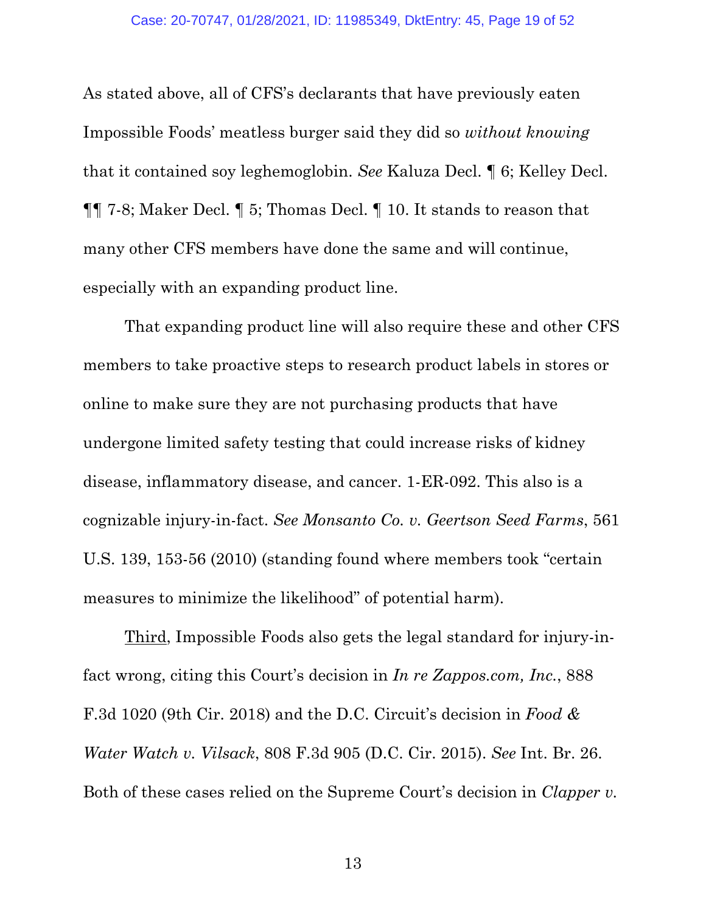As stated above, all of CFS's declarants that have previously eaten Impossible Foods' meatless burger said they did so *without knowing* that it contained soy leghemoglobin. *See* Kaluza Decl. ¶ 6; Kelley Decl. ¶¶ 7-8; Maker Decl. ¶ 5; Thomas Decl. ¶ 10. It stands to reason that many other CFS members have done the same and will continue, especially with an expanding product line.

That expanding product line will also require these and other CFS members to take proactive steps to research product labels in stores or online to make sure they are not purchasing products that have undergone limited safety testing that could increase risks of kidney disease, inflammatory disease, and cancer. 1-ER-092. This also is a cognizable injury-in-fact. *See Monsanto Co. v. Geertson Seed Farms*, 561 U.S. 139, 153-56 (2010) (standing found where members took "certain measures to minimize the likelihood" of potential harm).

<u>Third</u>, Impossible Foods also gets the legal standard for injury-in-fact wrong, citing this Court's decision in *In re Zappos.com, Inc.*, 888 F.3d 1020 (9th Cir. 2018) and the D.C. Circuit's decision in *Food & Water Watch v. Vilsack*, 808 F.3d 905 (D.C. Cir. 2015). *See* Int. Br. 26. Both of these cases relied on the Supreme Court's decision in *Clapper v.*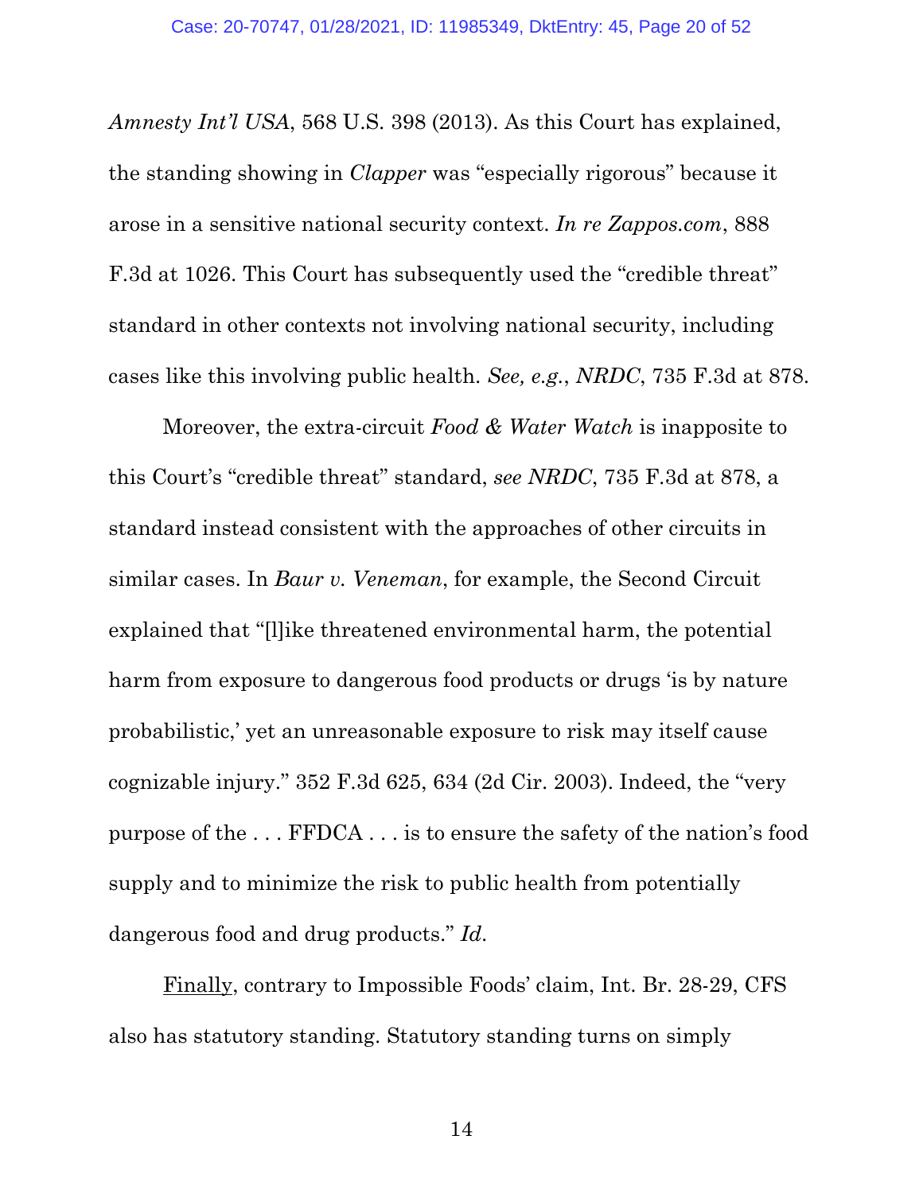*Amnesty Int'l USA*, 568 U.S. 398 (2013). As this Court has explained, the standing showing in *Clapper* was "especially rigorous" because it arose in a sensitive national security context. *In re Zappos.com*, 888 F.3d at 1026. This Court has subsequently used the "credible threat" standard in other contexts not involving national security, including cases like this involving public health. *See, e.g.*, *NRDC*, 735 F.3d at 878.

Moreover, the extra-circuit *Food & Water Watch* is inapposite to this Court's "credible threat" standard, *see NRDC*, 735 F.3d at 878, a standard instead consistent with the approaches of other circuits in similar cases. In *Baur v. Veneman*, for example, the Second Circuit explained that "[l]ike threatened environmental harm, the potential harm from exposure to dangerous food products or drugs 'is by nature probabilistic,' yet an unreasonable exposure to risk may itself cause cognizable injury." 352 F.3d 625, 634 (2d Cir. 2003). Indeed, the "very purpose of the . . . FFDCA . . . is to ensure the safety of the nation's food supply and to minimize the risk to public health from potentially dangerous food and drug products." *Id.*

Finally, contrary to Impossible Foods' claim, Int. Br. 28-29, CFS also has statutory standing. Statutory standing turns on simply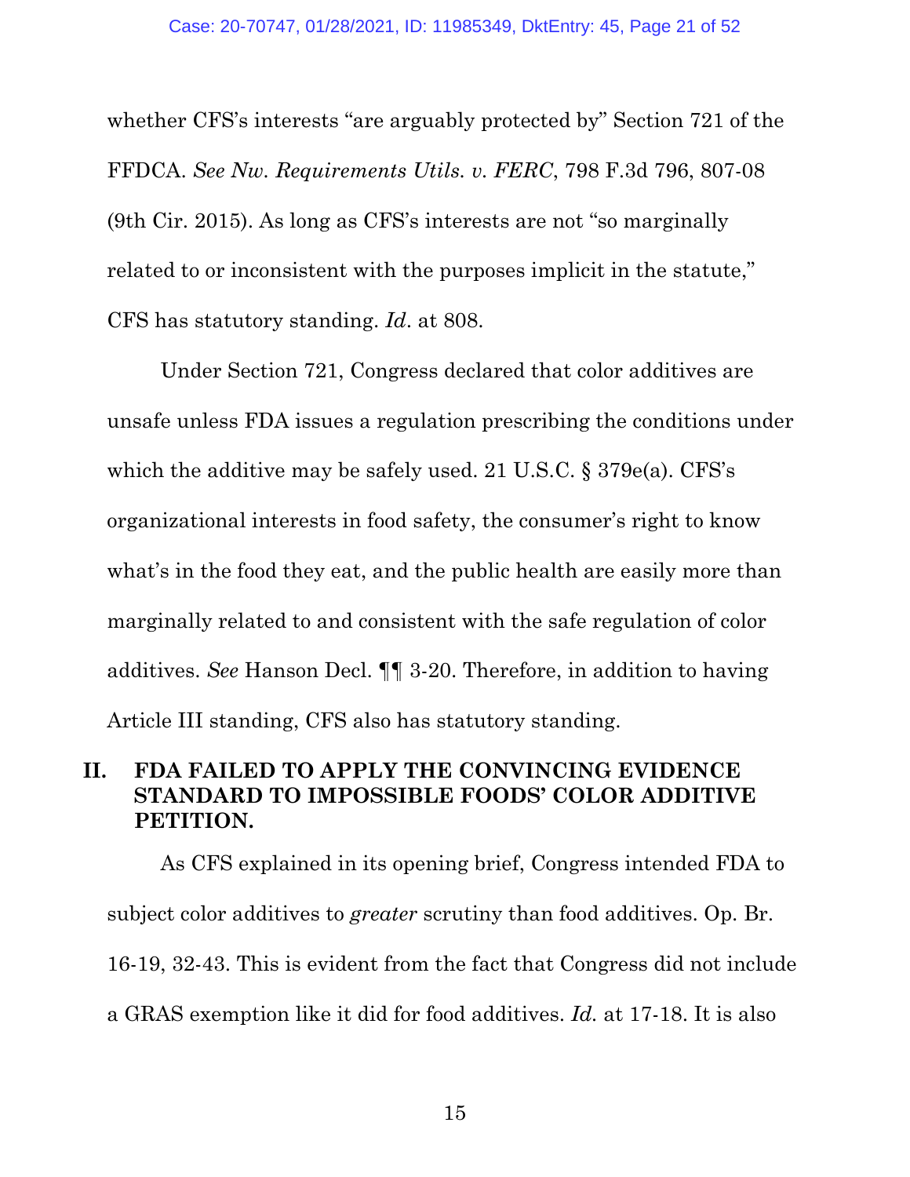whether CFS's interests "are arguably protected by" Section 721 of the FFDCA. *See Nw. Requirements Utils. v. FERC*, 798 F.3d 796, 807-08 (9th Cir. 2015). As long as CFS's interests are not "so marginally related to or inconsistent with the purposes implicit in the statute," CFS has statutory standing. *Id*. at 808.

Under Section 721, Congress declared that color additives are unsafe unless FDA issues a regulation prescribing the conditions under which the additive may be safely used. 21 U.S.C. § 379e(a). CFS's organizational interests in food safety, the consumer's right to know what's in the food they eat, and the public health are easily more than marginally related to and consistent with the safe regulation of color additives. *See* Hanson Decl. ¶¶ 3-20. Therefore, in addition to having Article III standing, CFS also has statutory standing.

## II. FDA FAILED TO APPLY THE CONVINCING EVIDENCE STANDARD TO IMPOSSIBLE FOODS' COLOR ADDITIVE PETITION.

As CFS explained in its opening brief, Congress intended FDA to subject color additives to *greater* scrutiny than food additives. Op. Br. 16-19, 32-43. This is evident from the fact that Congress did not include a GRAS exemption like it did for food additives. *Id.* at 17-18. It is also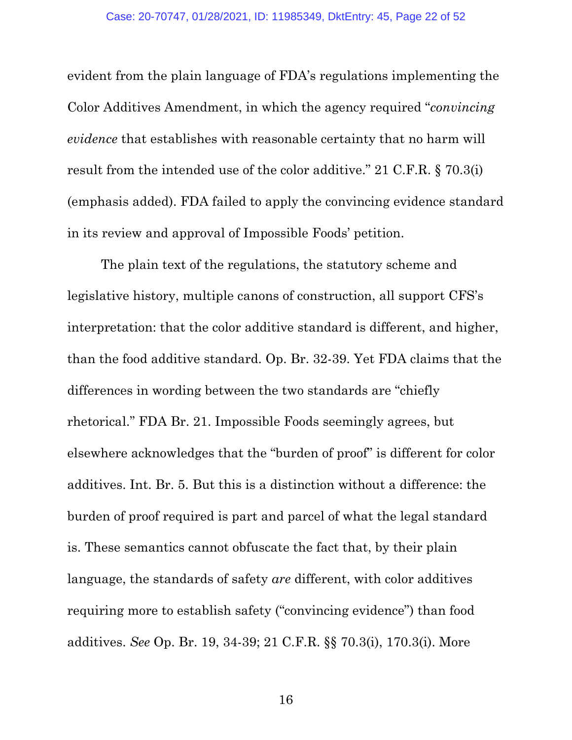evident from the plain language of FDA's regulations implementing the Color Additives Amendment, in which the agency required "*convincing evidence* that establishes with reasonable certainty that no harm will result from the intended use of the color additive." 21 C.F.R. § 70.3(i) (emphasis added). FDA failed to apply the convincing evidence standard in its review and approval of Impossible Foods' petition.

The plain text of the regulations, the statutory scheme and legislative history, multiple canons of construction, all support CFS's interpretation: that the color additive standard is different, and higher, than the food additive standard. Op. Br. 32-39. Yet FDA claims that the differences in wording between the two standards are "chiefly rhetorical." FDA Br. 21. Impossible Foods seemingly agrees, but elsewhere acknowledges that the "burden of proof" is different for color additives. Int. Br. 5. But this is a distinction without a difference: the burden of proof required is part and parcel of what the legal standard is. These semantics cannot obfuscate the fact that, by their plain language, the standards of safety *are* different, with color additives requiring more to establish safety ("convincing evidence") than food additives. *See* Op. Br. 19, 34-39; 21 C.F.R. §§ 70.3(i), 170.3(i). More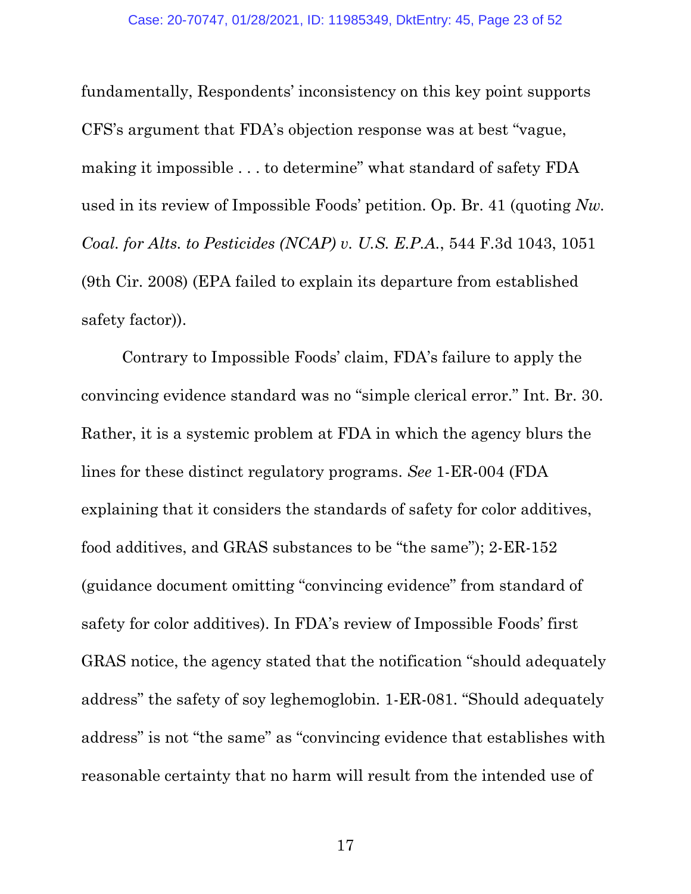fundamentally, Respondents' inconsistency on this key point supports CFS's argument that FDA's objection response was at best "vague, making it impossible . . . to determine" what standard of safety FDA used in its review of Impossible Foods' petition. Op. Br. 41 (quoting *Nw. Coal. for Alts. to Pesticides (NCAP) v. U.S. E.P.A.*, 544 F.3d 1043, 1051 (9th Cir. 2008) (EPA failed to explain its departure from established safety factor)).

Contrary to Impossible Foods' claim, FDA's failure to apply the convincing evidence standard was no "simple clerical error." Int. Br. 30. Rather, it is a systemic problem at FDA in which the agency blurs the lines for these distinct regulatory programs. *See* 1-ER-004 (FDA explaining that it considers the standards of safety for color additives, food additives, and GRAS substances to be "the same"); 2-ER-152 (guidance document omitting "convincing evidence" from standard of safety for color additives). In FDA's review of Impossible Foods' first GRAS notice, the agency stated that the notification "should adequately address" the safety of soy leghemoglobin. 1-ER-081. "Should adequately address" is not "the same" as "convincing evidence that establishes with reasonable certainty that no harm will result from the intended use of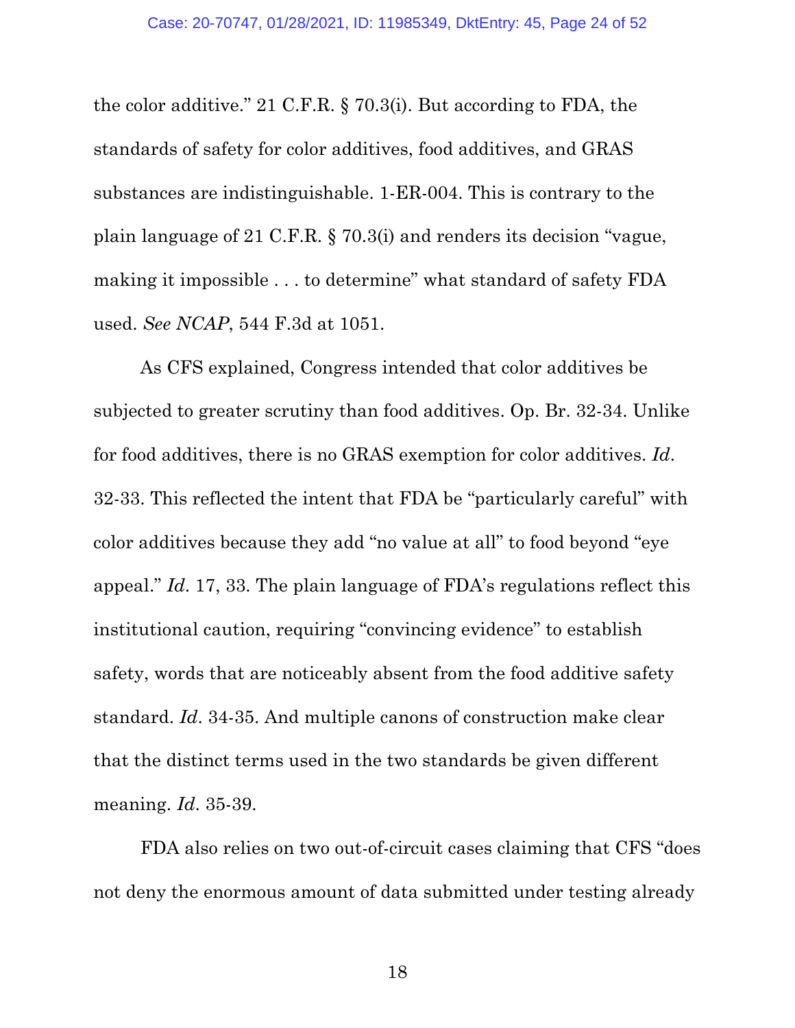the color additive." 21 C.F.R. § 70.3(i). But according to FDA, the standards of safety for color additives, food additives, and GRAS substances are indistinguishable. 1-ER-004. This is contrary to the plain language of 21 C.F.R. § 70.3(i) and renders its decision "vague, making it impossible . . . to determine" what standard of safety FDA used. *See NCAP*, 544 F.3d at 1051.

As CFS explained, Congress intended that color additives be subjected to greater scrutiny than food additives. Op. Br. 32-34. Unlike for food additives, there is no GRAS exemption for color additives. *Id*. 32-33. This reflected the intent that FDA be "particularly careful" with color additives because they add "no value at all" to food beyond "eye appeal." *Id*. 17, 33. The plain language of FDA's regulations reflect this institutional caution, requiring "convincing evidence" to establish safety, words that are noticeably absent from the food additive safety standard. *Id*. 34-35. And multiple canons of construction make clear that the distinct terms used in the two standards be given different meaning. *Id*. 35-39.

FDA also relies on two out-of-circuit cases claiming that CFS "does not deny the enormous amount of data submitted under testing already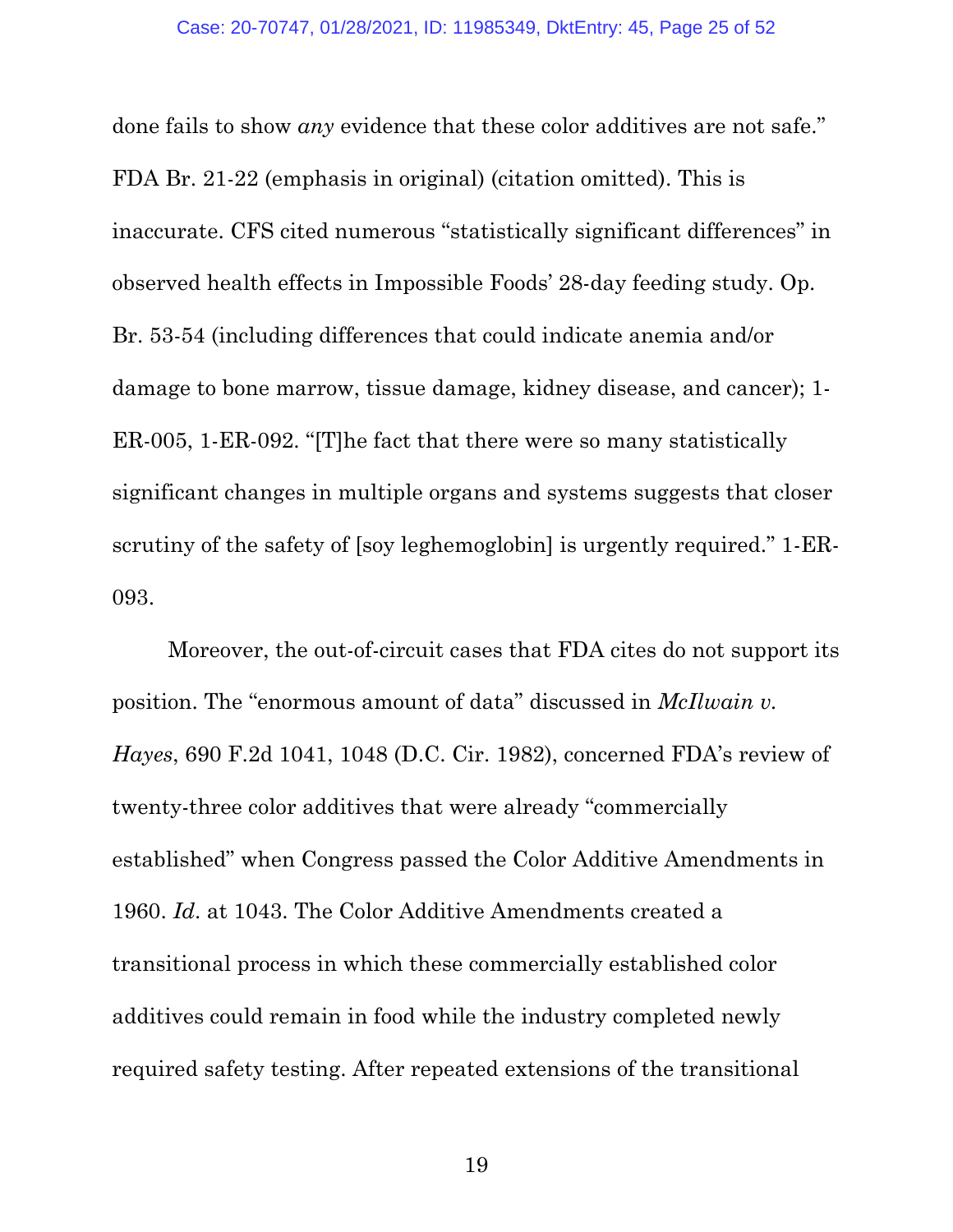done fails to show *any* evidence that these color additives are not safe." FDA Br. 21-22 (emphasis in original) (citation omitted). This is inaccurate. CFS cited numerous "statistically significant differences" in observed health effects in Impossible Foods' 28-day feeding study. Op. Br. 53-54 (including differences that could indicate anemia and/or damage to bone marrow, tissue damage, kidney disease, and cancer); 1-ER-005, 1-ER-092. "[T]he fact that there were so many statistically significant changes in multiple organs and systems suggests that closer scrutiny of the safety of [soy leghemoglobin] is urgently required." 1-ER-093.

Moreover, the out-of-circuit cases that FDA cites do not support its position. The "enormous amount of data" discussed in *McIlwain v. Hayes*, 690 F.2d 1041, 1048 (D.C. Cir. 1982), concerned FDA's review of twenty-three color additives that were already "commercially established" when Congress passed the Color Additive Amendments in 1960. *Id.* at 1043. The Color Additive Amendments created a transitional process in which these commercially established color additives could remain in food while the industry completed newly required safety testing. After repeated extensions of the transitional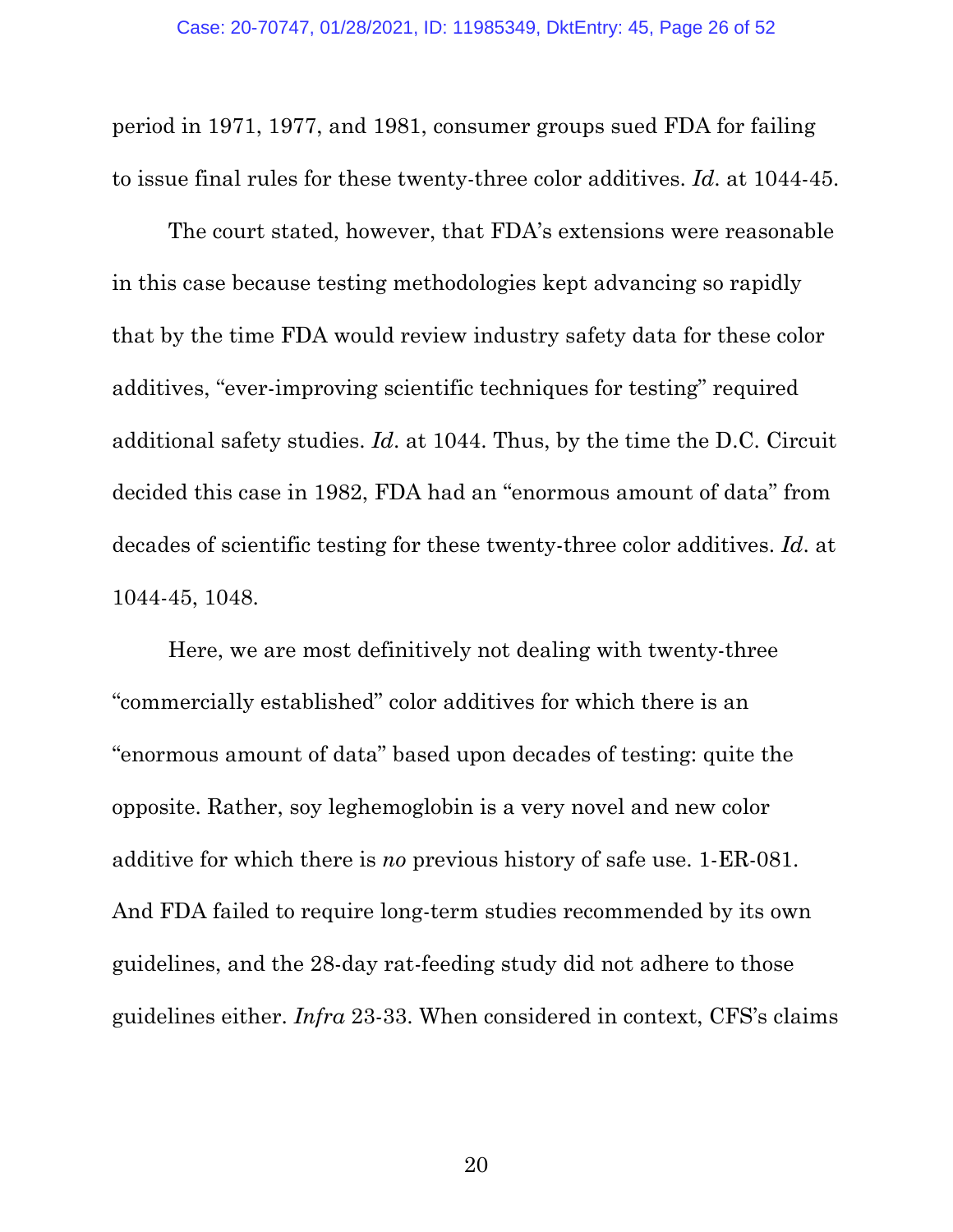period in 1971, 1977, and 1981, consumer groups sued FDA for failing to issue final rules for these twenty-three color additives. *Id*. at 1044-45.

The court stated, however, that FDA's extensions were reasonable in this case because testing methodologies kept advancing so rapidly that by the time FDA would review industry safety data for these color additives, "ever-improving scientific techniques for testing" required additional safety studies. *Id*. at 1044. Thus, by the time the D.C. Circuit decided this case in 1982, FDA had an "enormous amount of data" from decades of scientific testing for these twenty-three color additives. *Id*. at 1044-45, 1048.

Here, we are most definitively not dealing with twenty-three "commercially established" color additives for which there is an "enormous amount of data" based upon decades of testing: quite the opposite. Rather, soy leghemoglobin is a very novel and new color additive for which there is *no* previous history of safe use. 1-ER-081. And FDA failed to require long-term studies recommended by its own guidelines, and the 28-day rat-feeding study did not adhere to those guidelines either. *Infra* 23-33. When considered in context, CFS's claims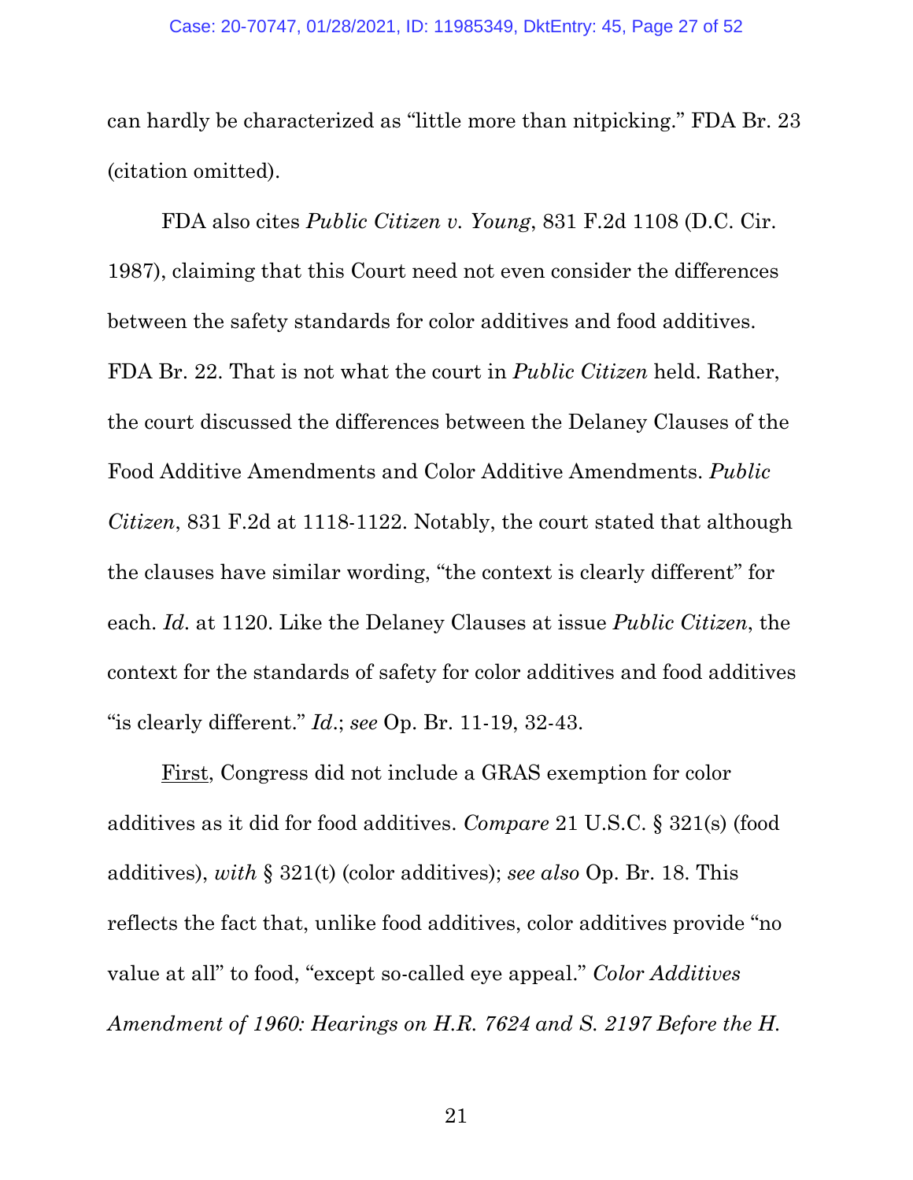can hardly be characterized as "little more than nitpicking." FDA Br. 23 (citation omitted).

FDA also cites *Public Citizen v. Young*, 831 F.2d 1108 (D.C. Cir. 1987), claiming that this Court need not even consider the differences between the safety standards for color additives and food additives. FDA Br. 22. That is not what the court in *Public Citizen* held. Rather, the court discussed the differences between the Delaney Clauses of the Food Additive Amendments and Color Additive Amendments. *Public Citizen*, 831 F.2d at 1118-1122. Notably, the court stated that although the clauses have similar wording, "the context is clearly different" for each. *Id.* at 1120. Like the Delaney Clauses at issue *Public Citizen*, the context for the standards of safety for color additives and food additives "is clearly different." *Id.*; *see* Op. Br. 11-19, 32-43.

<u>First</u>, Congress did not include a GRAS exemption for color additives as it did for food additives. *Compare* 21 U.S.C. § 321(s) (food additives), *with* § 321(t) (color additives); *see also* Op. Br. 18. This reflects the fact that, unlike food additives, color additives provide "no value at all" to food, "except so-called eye appeal." *Color Additives Amendment of 1960: Hearings on H.R. 7624 and S. 2197 Before the H.*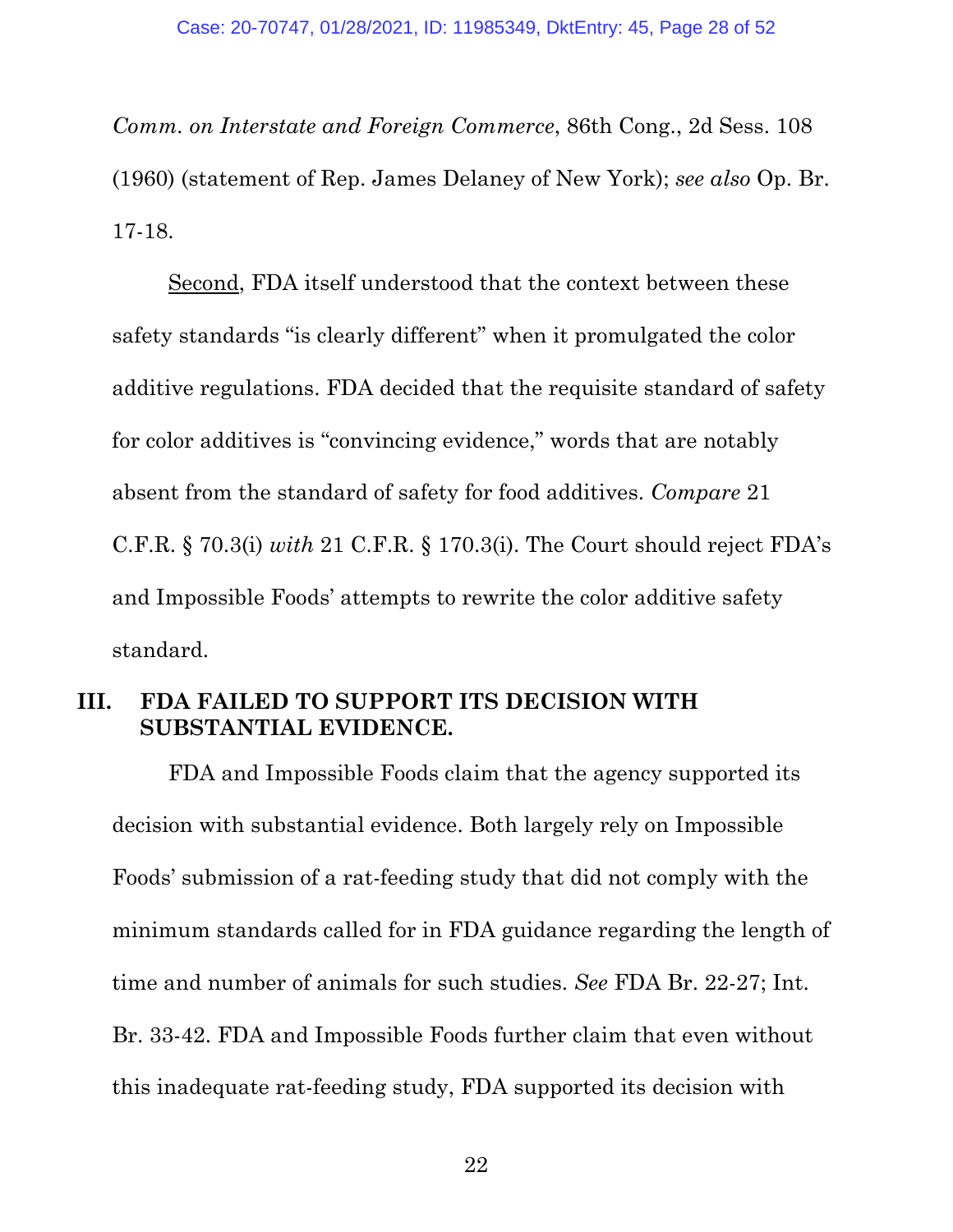*Comm. on Interstate and Foreign Commerce*, 86th Cong., 2d Sess. 108 (1960) (statement of Rep. James Delaney of New York); *see also* Op. Br. 17-18.

Second, FDA itself understood that the context between these safety standards "is clearly different" when it promulgated the color additive regulations. FDA decided that the requisite standard of safety for color additives is "convincing evidence," words that are notably absent from the standard of safety for food additives. *Compare* 21 C.F.R. § 70.3(i) *with* 21 C.F.R. § 170.3(i). The Court should reject FDA's and Impossible Foods' attempts to rewrite the color additive safety standard.

## III. FDA FAILED TO SUPPORT ITS DECISION WITH SUBSTANTIAL EVIDENCE.

FDA and Impossible Foods claim that the agency supported its decision with substantial evidence. Both largely rely on Impossible Foods' submission of a rat-feeding study that did not comply with the minimum standards called for in FDA guidance regarding the length of time and number of animals for such studies. *See* FDA Br. 22-27; Int. Br. 33-42. FDA and Impossible Foods further claim that even without this inadequate rat-feeding study, FDA supported its decision with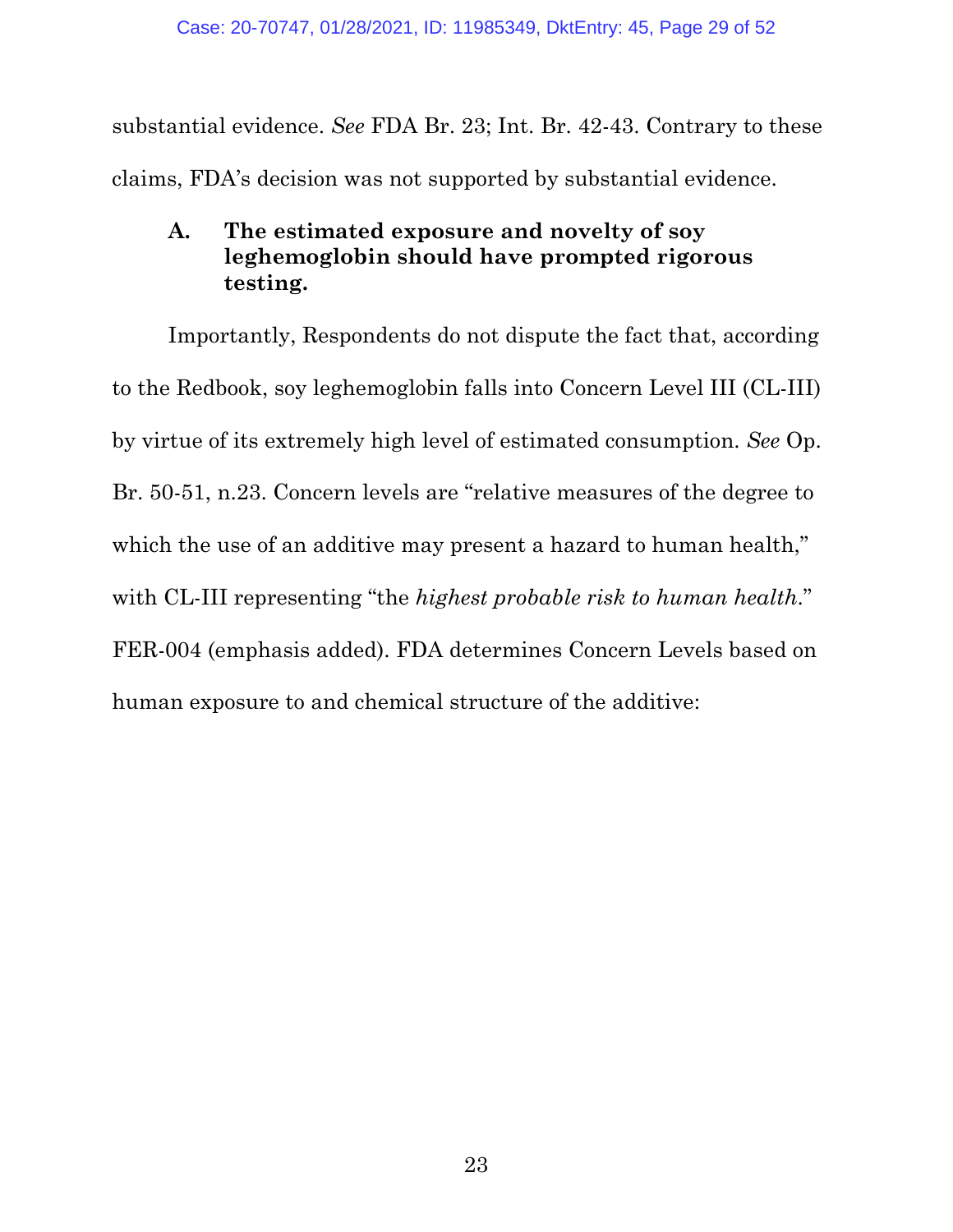substantial evidence. *See* FDA Br. 23; Int. Br. 42-43. Contrary to these claims, FDA's decision was not supported by substantial evidence.

### A. The estimated exposure and novelty of soy leghemoglobin should have prompted rigorous testing.

Importantly, Respondents do not dispute the fact that, according to the Redbook, soy leghemoglobin falls into Concern Level III (CL-III) by virtue of its extremely high level of estimated consumption. *See* Op. Br. 50-51, n.23. Concern levels are "relative measures of the degree to which the use of an additive may present a hazard to human health," with CL-III representing "the *highest probable risk to human health*." FER-004 (emphasis added). FDA determines Concern Levels based on human exposure to and chemical structure of the additive: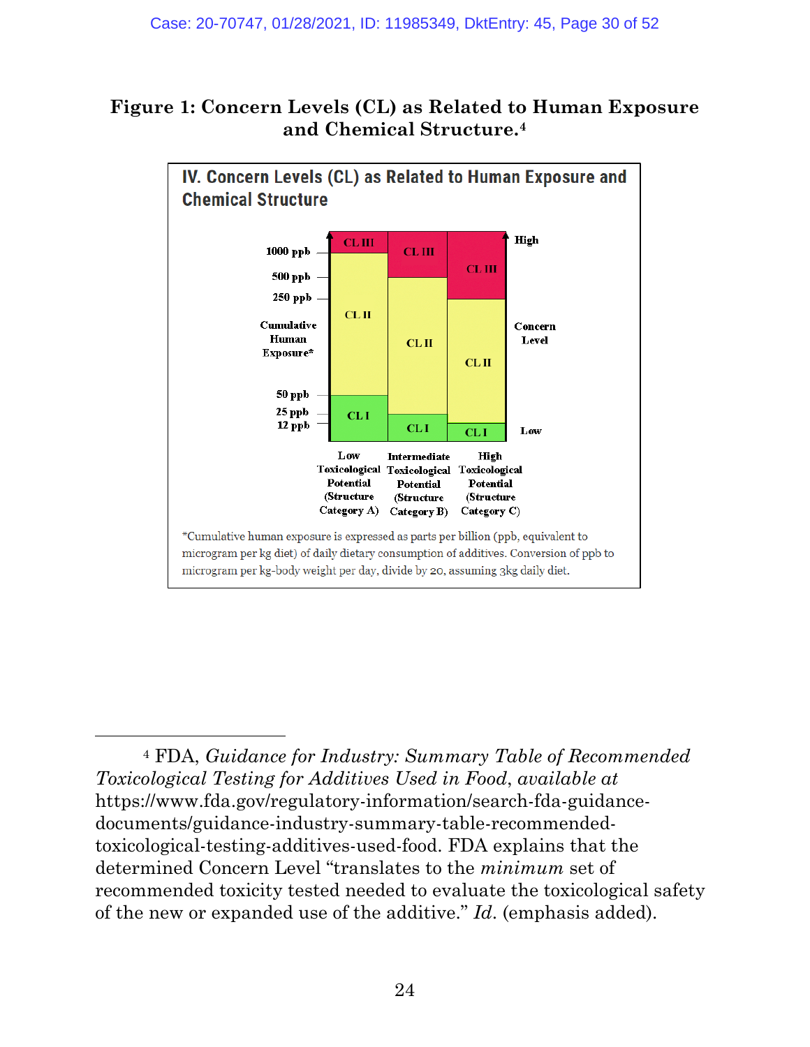**Figure 1: Concern Levels (CL) as Related to Human Exposure and Chemical Structure.**[4]

**IV. Concern Levels (CL) as Related to Human Exposure and Chemical Structure**

*Cumulative human exposure is expressed as parts per billion (ppb, equivalent to microgram per kg diet) of daily dietary consumption of additives. Conversion of ppb to microgram per kg-body weight per day, divide by 20, assuming 3kg daily diet.

---

[4] FDA, *Guidance for Industry: Summary Table of Recommended Toxicological Testing for Additives Used in Food*, *available at* https://www.fda.gov/regulatory-information/search-fda-guidance-documents/guidance-industry-summary-table-recommended-toxicological-testing-additives-used-food. FDA explains that the determined Concern Level "translates to the *minimum* set of recommended toxicity tested needed to evaluate the toxicological safety of the new or expanded use of the additive." *Id*. (emphasis added).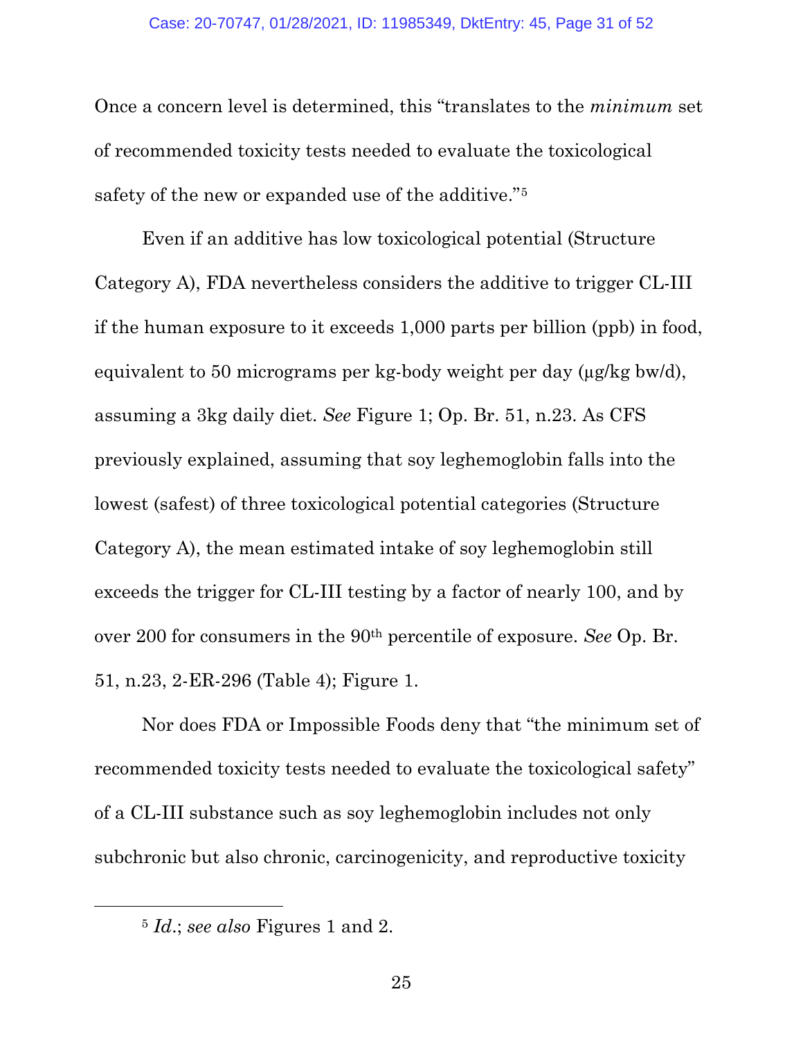Once a concern level is determined, this "translates to the *minimum* set of recommended toxicity tests needed to evaluate the toxicological safety of the new or expanded use of the additive."[5]

Even if an additive has low toxicological potential (Structure Category A), FDA nevertheless considers the additive to trigger CL-III if the human exposure to it exceeds 1,000 parts per billion (ppb) in food, equivalent to 50 micrograms per kg-body weight per day (μg/kg bw/d), assuming a 3kg daily diet. *See* Figure 1; Op. Br. 51, n.23. As CFS previously explained, assuming that soy leghemoglobin falls into the lowest (safest) of three toxicological potential categories (Structure Category A), the mean estimated intake of soy leghemoglobin still exceeds the trigger for CL-III testing by a factor of nearly 100, and by over 200 for consumers in the 90th percentile of exposure. *See* Op. Br. 51, n.23, 2-ER-296 (Table 4); Figure 1.

Nor does FDA or Impossible Foods deny that "the minimum set of recommended toxicity tests needed to evaluate the toxicological safety" of a CL-III substance such as soy leghemoglobin includes not only subchronic but also chronic, carcinogenicity, and reproductive toxicity

---

[5] *Id.*; *see also* Figures 1 and 2.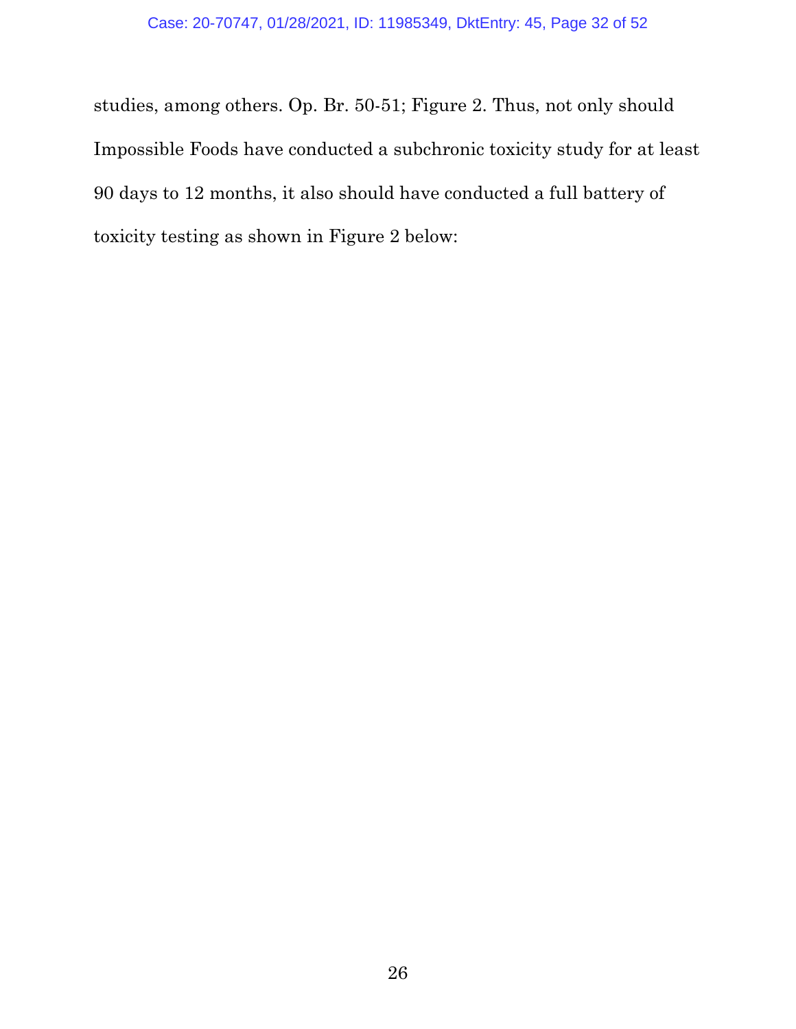studies, among others. Op. Br. 50-51; Figure 2. Thus, not only should Impossible Foods have conducted a subchronic toxicity study for at least 90 days to 12 months, it also should have conducted a full battery of toxicity testing as shown in Figure 2 below: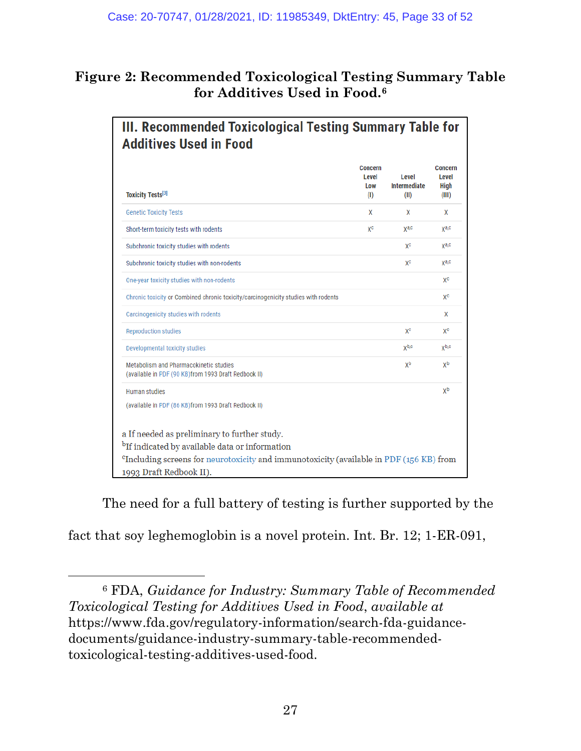**Figure 2: Recommended Toxicological Testing Summary Table for Additives Used in Food.**[6]

## III. Recommended Toxicological Testing Summary Table for Additives Used in Food

| Toxicity Tests[3] | Concern Level Low (I) | Level Intermediate (II) | Concern Level High (III) |
|---|---|---|---|
| Genetic Toxicity Tests | X | X | X |
| Short-term toxicity tests with rodents | X[c] | X[a,c] | X[a,c] |
| Subchronic toxicity studies with rodents | | X[c] | X[a,c] |
| Subchronic toxicity studies with non-rodents | | X[c] | X[a,c] |
| One-year toxicity studies with non-rodents | | | X[c] |
| Chronic toxicity or Combined chronic toxicity/carcinogenicity studies with rodents | | | X[c] |
| Carcinogenicity studies with rodents | | | X |
| Reproduction studies | | X[c] | X[c] |
| Developmental toxicity studies | | X[b,c] | X[b,c] |
| Metabolism and Pharmacokinetic studies (available in PDF (90 KB)from 1993 Draft Redbook II) | | X[b] | X[b] |
| Human studies (available in PDF (86 KB)from 1993 Draft Redbook II) | | | X[b] |

a If needed as preliminary to further study.
[b]If indicated by available data or information
[c]Including screens for neurotoxicity and immunotoxicity (available in PDF (156 KB) from 1993 Draft Redbook II).

The need for a full battery of testing is further supported by the fact that soy leghemoglobin is a novel protein. Int. Br. 12; 1-ER-091,

---

[6] FDA, *Guidance for Industry: Summary Table of Recommended Toxicological Testing for Additives Used in Food*, *available at* https://www.fda.gov/regulatory-information/search-fda-guidance-documents/guidance-industry-summary-table-recommended-toxicological-testing-additives-used-food.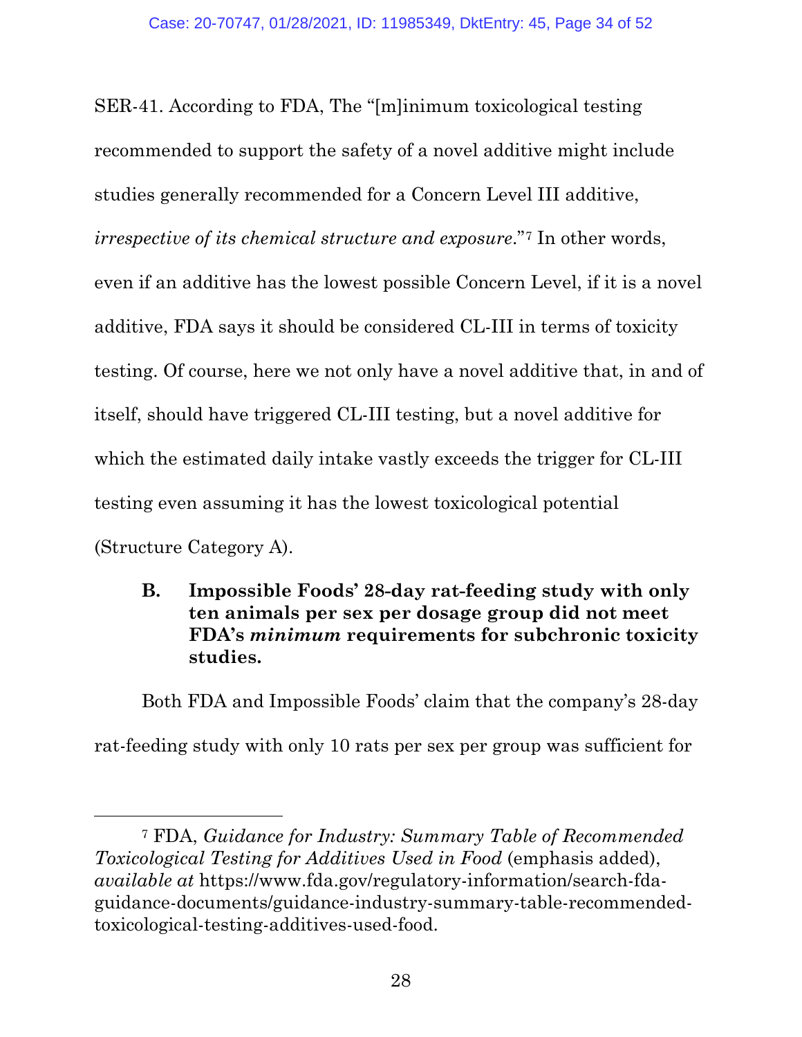SER-41. According to FDA, The "[m]inimum toxicological testing recommended to support the safety of a novel additive might include studies generally recommended for a Concern Level III additive, *irrespective of its chemical structure and exposure*."[7] In other words, even if an additive has the lowest possible Concern Level, if it is a novel additive, FDA says it should be considered CL-III in terms of toxicity testing. Of course, here we not only have a novel additive that, in and of itself, should have triggered CL-III testing, but a novel additive for which the estimated daily intake vastly exceeds the trigger for CL-III testing even assuming it has the lowest toxicological potential (Structure Category A).

### B. Impossible Foods' 28-day rat-feeding study with only ten animals per sex per dosage group did not meet FDA's *minimum* requirements for subchronic toxicity studies.

Both FDA and Impossible Foods' claim that the company's 28-day rat-feeding study with only 10 rats per sex per group was sufficient for

---

[7] FDA, *Guidance for Industry: Summary Table of Recommended Toxicological Testing for Additives Used in Food* (emphasis added), *available at* https://www.fda.gov/regulatory-information/search-fda-guidance-documents/guidance-industry-summary-table-recommended-toxicological-testing-additives-used-food.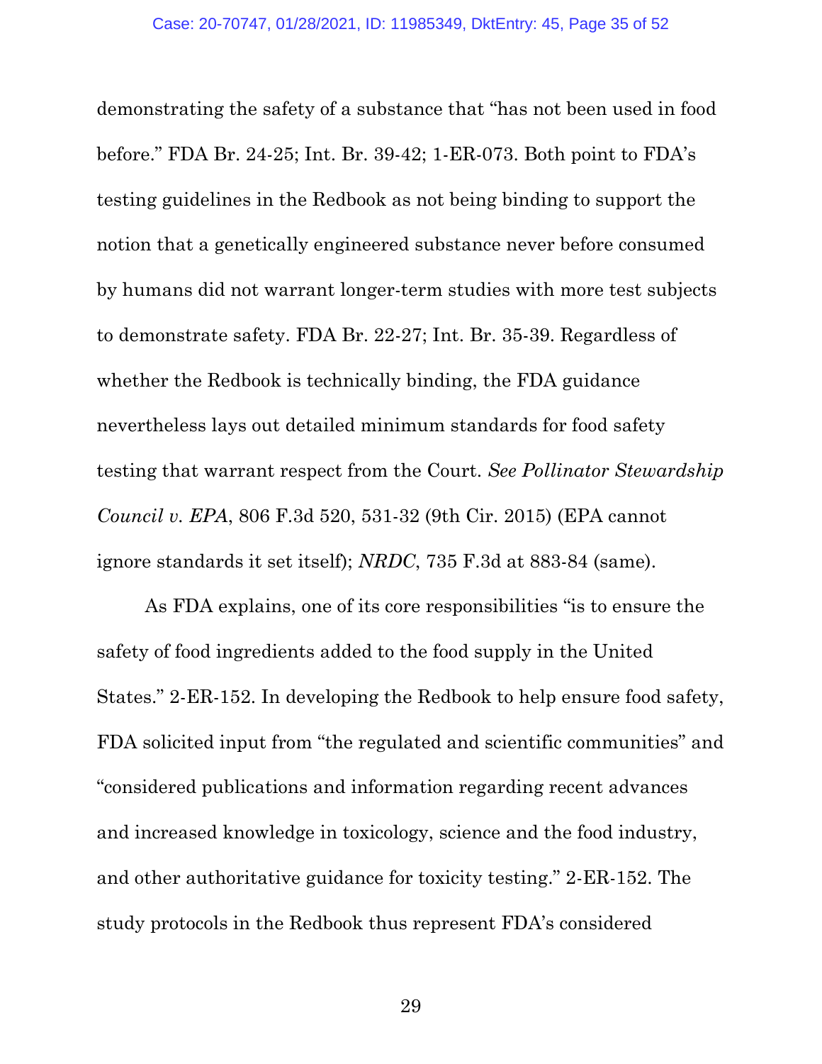demonstrating the safety of a substance that "has not been used in food before." FDA Br. 24-25; Int. Br. 39-42; 1-ER-073. Both point to FDA's testing guidelines in the Redbook as not being binding to support the notion that a genetically engineered substance never before consumed by humans did not warrant longer-term studies with more test subjects to demonstrate safety. FDA Br. 22-27; Int. Br. 35-39. Regardless of whether the Redbook is technically binding, the FDA guidance nevertheless lays out detailed minimum standards for food safety testing that warrant respect from the Court. *See Pollinator Stewardship Council v. EPA*, 806 F.3d 520, 531-32 (9th Cir. 2015) (EPA cannot ignore standards it set itself); *NRDC*, 735 F.3d at 883-84 (same).

As FDA explains, one of its core responsibilities "is to ensure the safety of food ingredients added to the food supply in the United States." 2-ER-152. In developing the Redbook to help ensure food safety, FDA solicited input from "the regulated and scientific communities" and "considered publications and information regarding recent advances and increased knowledge in toxicology, science and the food industry, and other authoritative guidance for toxicity testing." 2-ER-152. The study protocols in the Redbook thus represent FDA's considered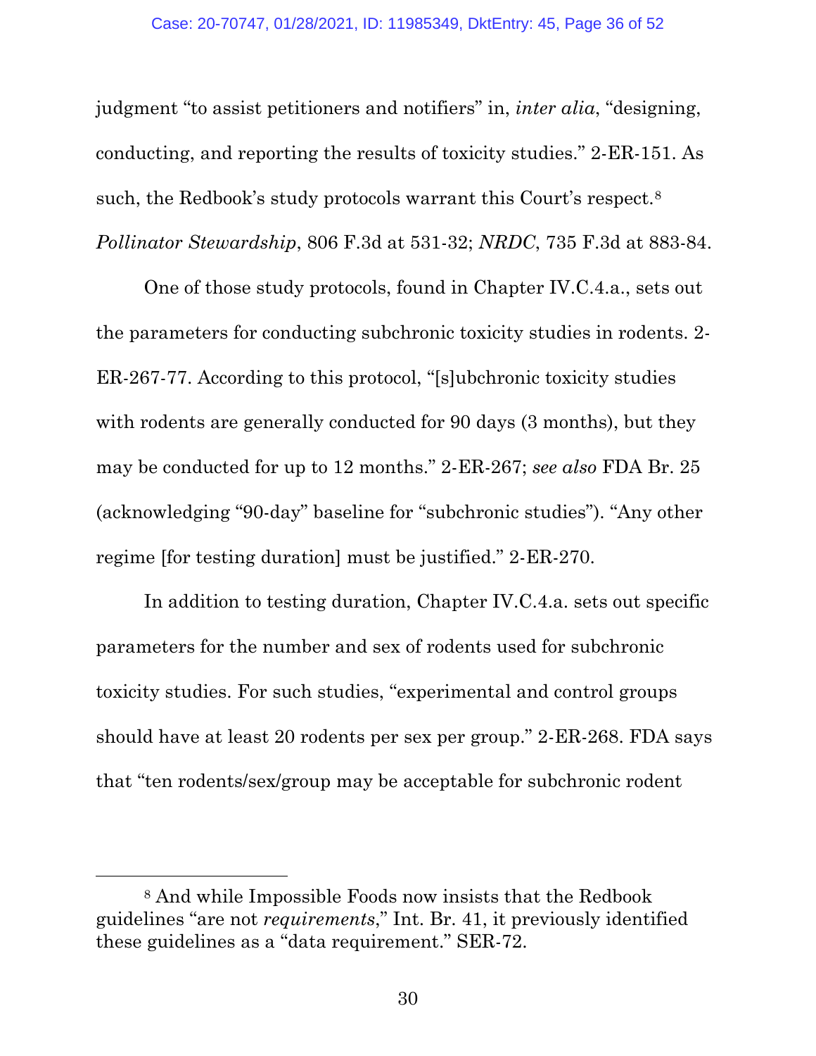judgment "to assist petitioners and notifiers" in, *inter alia*, "designing, conducting, and reporting the results of toxicity studies." 2-ER-151. As such, the Redbook's study protocols warrant this Court's respect.[8] *Pollinator Stewardship*, 806 F.3d at 531-32; *NRDC*, 735 F.3d at 883-84.

One of those study protocols, found in Chapter IV.C.4.a., sets out the parameters for conducting subchronic toxicity studies in rodents. 2-ER-267-77. According to this protocol, "[s]ubchronic toxicity studies with rodents are generally conducted for 90 days (3 months), but they may be conducted for up to 12 months." 2-ER-267; *see also* FDA Br. 25 (acknowledging "90-day" baseline for "subchronic studies"). "Any other regime [for testing duration] must be justified." 2-ER-270.

In addition to testing duration, Chapter IV.C.4.a. sets out specific parameters for the number and sex of rodents used for subchronic toxicity studies. For such studies, "experimental and control groups should have at least 20 rodents per sex per group." 2-ER-268. FDA says that "ten rodents/sex/group may be acceptable for subchronic rodent

---

[8] And while Impossible Foods now insists that the Redbook guidelines "are not *requirements*," Int. Br. 41, it previously identified these guidelines as a "data requirement." SER-72.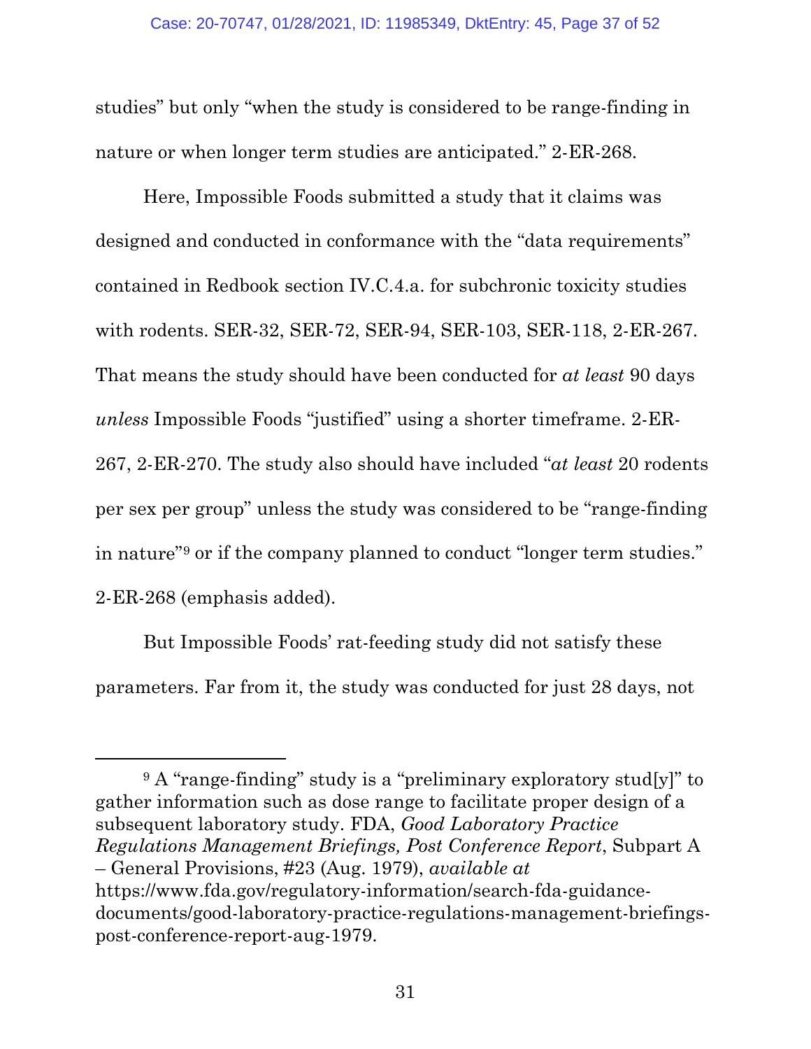studies" but only "when the study is considered to be range-finding in nature or when longer term studies are anticipated." 2-ER-268.

Here, Impossible Foods submitted a study that it claims was designed and conducted in conformance with the "data requirements" contained in Redbook section IV.C.4.a. for subchronic toxicity studies with rodents. SER-32, SER-72, SER-94, SER-103, SER-118, 2-ER-267. That means the study should have been conducted for *at least* 90 days *unless* Impossible Foods "justified" using a shorter timeframe. 2-ER-267, 2-ER-270. The study also should have included "*at least* 20 rodents per sex per group" unless the study was considered to be "range-finding in nature"[9] or if the company planned to conduct "longer term studies." 2-ER-268 (emphasis added).

But Impossible Foods' rat-feeding study did not satisfy these parameters. Far from it, the study was conducted for just 28 days, not

---

[9] A "range-finding" study is a "preliminary exploratory stud[y]" to gather information such as dose range to facilitate proper design of a subsequent laboratory study. FDA, *Good Laboratory Practice Regulations Management Briefings, Post Conference Report*, Subpart A – General Provisions, #23 (Aug. 1979), *available at* https://www.fda.gov/regulatory-information/search-fda-guidance-documents/good-laboratory-practice-regulations-management-briefings-post-conference-report-aug-1979.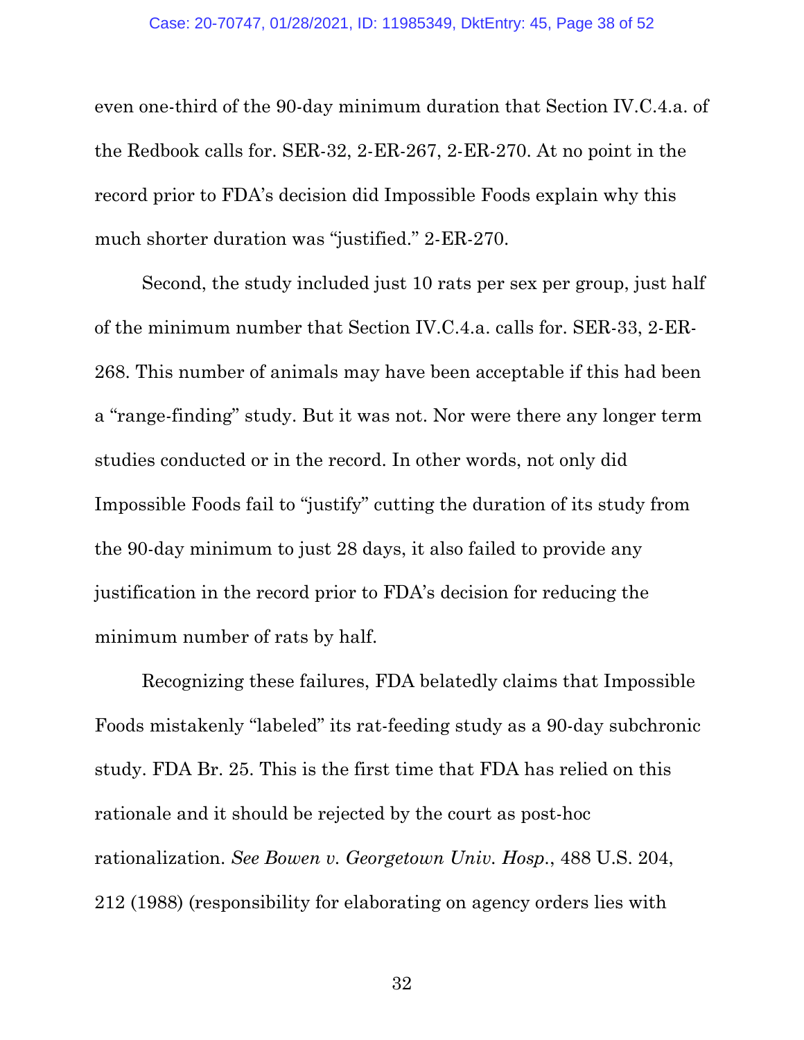even one-third of the 90-day minimum duration that Section IV.C.4.a. of the Redbook calls for. SER-32, 2-ER-267, 2-ER-270. At no point in the record prior to FDA's decision did Impossible Foods explain why this much shorter duration was "justified." 2-ER-270.

Second, the study included just 10 rats per sex per group, just half of the minimum number that Section IV.C.4.a. calls for. SER-33, 2-ER-268. This number of animals may have been acceptable if this had been a "range-finding" study. But it was not. Nor were there any longer term studies conducted or in the record. In other words, not only did Impossible Foods fail to "justify" cutting the duration of its study from the 90-day minimum to just 28 days, it also failed to provide any justification in the record prior to FDA's decision for reducing the minimum number of rats by half.

Recognizing these failures, FDA belatedly claims that Impossible Foods mistakenly "labeled" its rat-feeding study as a 90-day subchronic study. FDA Br. 25. This is the first time that FDA has relied on this rationale and it should be rejected by the court as post-hoc rationalization. *See Bowen v. Georgetown Univ. Hosp.*, 488 U.S. 204, 212 (1988) (responsibility for elaborating on agency orders lies with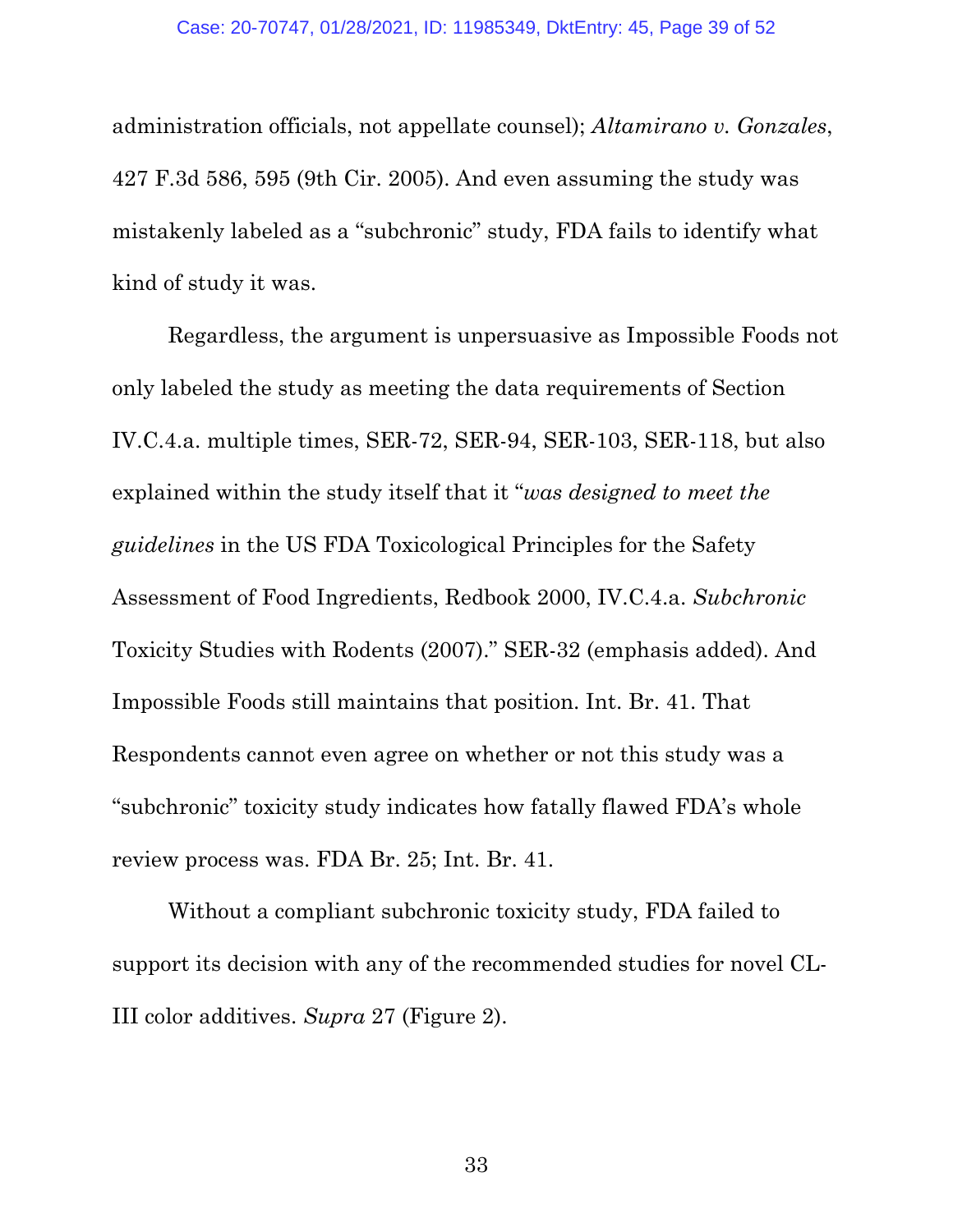administration officials, not appellate counsel); *Altamirano v. Gonzales*, 427 F.3d 586, 595 (9th Cir. 2005). And even assuming the study was mistakenly labeled as a "subchronic" study, FDA fails to identify what kind of study it was.

Regardless, the argument is unpersuasive as Impossible Foods not only labeled the study as meeting the data requirements of Section IV.C.4.a. multiple times, SER-72, SER-94, SER-103, SER-118, but also explained within the study itself that it "*was designed to meet the guidelines* in the US FDA Toxicological Principles for the Safety Assessment of Food Ingredients, Redbook 2000, IV.C.4.a. *Subchronic* Toxicity Studies with Rodents (2007)." SER-32 (emphasis added). And Impossible Foods still maintains that position. Int. Br. 41. That Respondents cannot even agree on whether or not this study was a "subchronic" toxicity study indicates how fatally flawed FDA's whole review process was. FDA Br. 25; Int. Br. 41.

Without a compliant subchronic toxicity study, FDA failed to support its decision with any of the recommended studies for novel CL-III color additives. *Supra* 27 (Figure 2).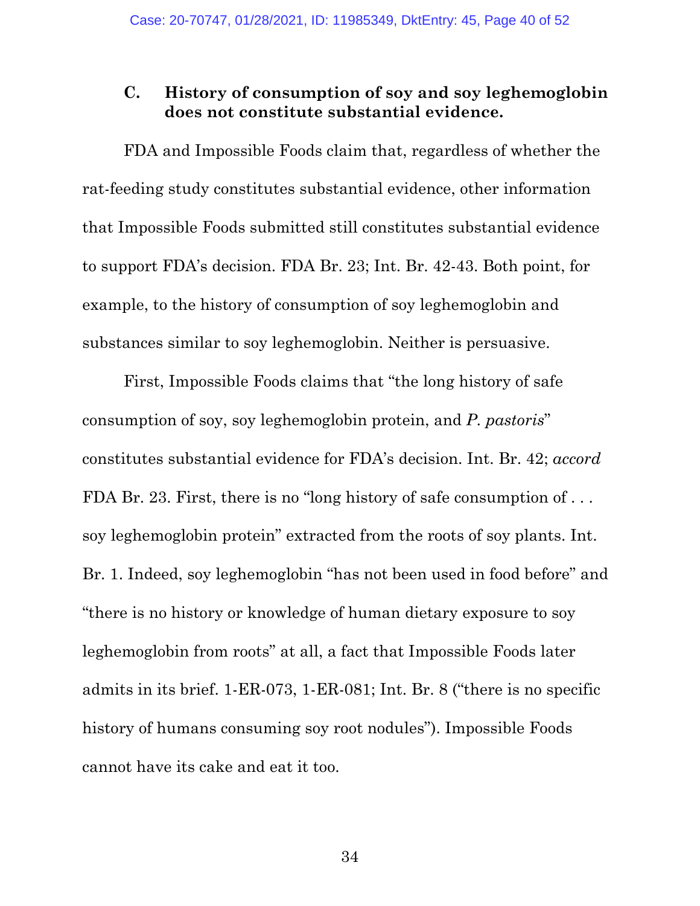### C. History of consumption of soy and soy leghemoglobin does not constitute substantial evidence.

FDA and Impossible Foods claim that, regardless of whether the rat-feeding study constitutes substantial evidence, other information that Impossible Foods submitted still constitutes substantial evidence to support FDA's decision. FDA Br. 23; Int. Br. 42-43. Both point, for example, to the history of consumption of soy leghemoglobin and substances similar to soy leghemoglobin. Neither is persuasive.

First, Impossible Foods claims that "the long history of safe consumption of soy, soy leghemoglobin protein, and *P. pastoris*" constitutes substantial evidence for FDA's decision. Int. Br. 42; *accord* FDA Br. 23. First, there is no "long history of safe consumption of . . . soy leghemoglobin protein" extracted from the roots of soy plants. Int. Br. 1. Indeed, soy leghemoglobin "has not been used in food before" and "there is no history or knowledge of human dietary exposure to soy leghemoglobin from roots" at all, a fact that Impossible Foods later admits in its brief. 1-ER-073, 1-ER-081; Int. Br. 8 ("there is no specific history of humans consuming soy root nodules"). Impossible Foods cannot have its cake and eat it too.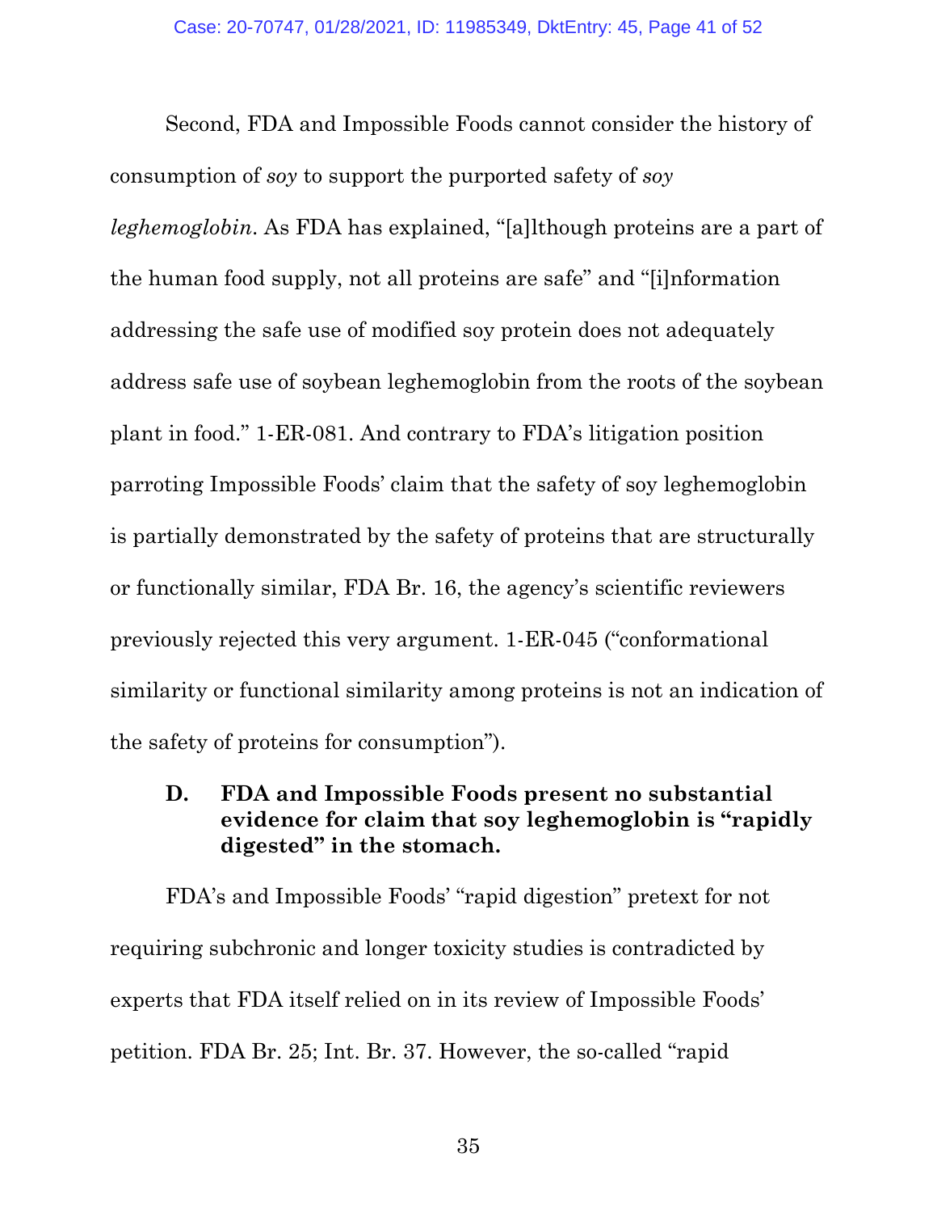Second, FDA and Impossible Foods cannot consider the history of consumption of *soy* to support the purported safety of *soy leghemoglobin*. As FDA has explained, "[a]lthough proteins are a part of the human food supply, not all proteins are safe" and "[i]nformation addressing the safe use of modified soy protein does not adequately address safe use of soybean leghemoglobin from the roots of the soybean plant in food." 1-ER-081. And contrary to FDA's litigation position parroting Impossible Foods' claim that the safety of soy leghemoglobin is partially demonstrated by the safety of proteins that are structurally or functionally similar, FDA Br. 16, the agency's scientific reviewers previously rejected this very argument. 1-ER-045 ("conformational similarity or functional similarity among proteins is not an indication of the safety of proteins for consumption").

### D. FDA and Impossible Foods present no substantial evidence for claim that soy leghemoglobin is "rapidly digested" in the stomach.

FDA's and Impossible Foods' "rapid digestion" pretext for not requiring subchronic and longer toxicity studies is contradicted by experts that FDA itself relied on in its review of Impossible Foods' petition. FDA Br. 25; Int. Br. 37. However, the so-called "rapid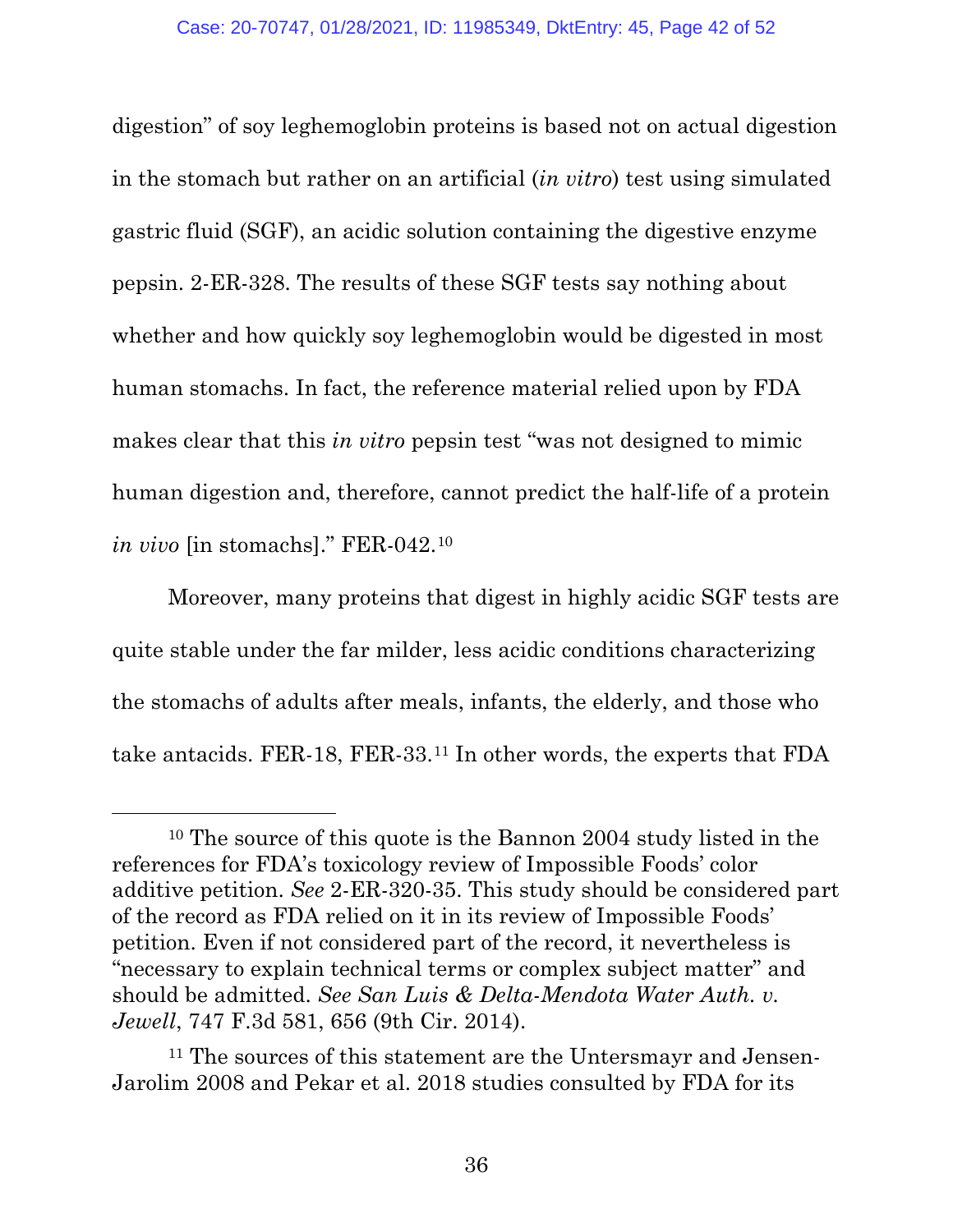digestion" of soy leghemoglobin proteins is based not on actual digestion in the stomach but rather on an artificial (*in vitro*) test using simulated gastric fluid (SGF), an acidic solution containing the digestive enzyme pepsin. 2-ER-328. The results of these SGF tests say nothing about whether and how quickly soy leghemoglobin would be digested in most human stomachs. In fact, the reference material relied upon by FDA makes clear that this *in vitro* pepsin test "was not designed to mimic human digestion and, therefore, cannot predict the half-life of a protein *in vivo* [in stomachs]." FER-042.[10]

Moreover, many proteins that digest in highly acidic SGF tests are quite stable under the far milder, less acidic conditions characterizing the stomachs of adults after meals, infants, the elderly, and those who take antacids. FER-18, FER-33.[11] In other words, the experts that FDA

---

[10] The source of this quote is the Bannon 2004 study listed in the references for FDA's toxicology review of Impossible Foods' color additive petition. *See* 2-ER-320-35. This study should be considered part of the record as FDA relied on it in its review of Impossible Foods' petition. Even if not considered part of the record, it nevertheless is "necessary to explain technical terms or complex subject matter" and should be admitted. *See San Luis & Delta-Mendota Water Auth. v. Jewell*, 747 F.3d 581, 656 (9th Cir. 2014).

[11] The sources of this statement are the Untersmayr and Jensen-Jarolim 2008 and Pekar et al. 2018 studies consulted by FDA for its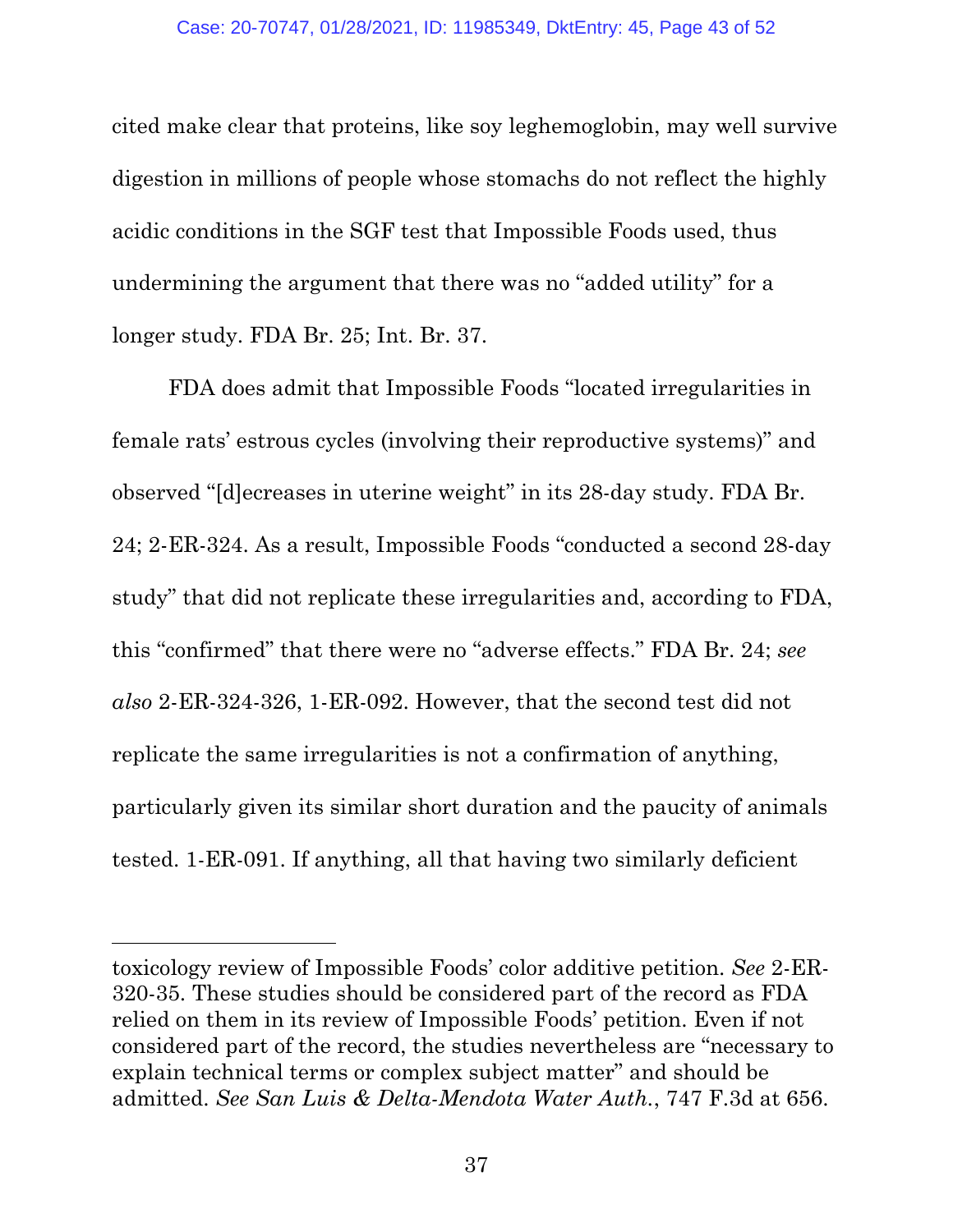cited make clear that proteins, like soy leghemoglobin, may well survive digestion in millions of people whose stomachs do not reflect the highly acidic conditions in the SGF test that Impossible Foods used, thus undermining the argument that there was no "added utility" for a longer study. FDA Br. 25; Int. Br. 37.

FDA does admit that Impossible Foods "located irregularities in female rats' estrous cycles (involving their reproductive systems)" and observed "[d]ecreases in uterine weight" in its 28-day study. FDA Br. 24; 2-ER-324. As a result, Impossible Foods "conducted a second 28-day study" that did not replicate these irregularities and, according to FDA, this "confirmed" that there were no "adverse effects." FDA Br. 24; *see also* 2-ER-324-326, 1-ER-092. However, that the second test did not replicate the same irregularities is not a confirmation of anything, particularly given its similar short duration and the paucity of animals tested. 1-ER-091. If anything, all that having two similarly deficient

---

toxicology review of Impossible Foods' color additive petition. *See* 2-ER-320-35. These studies should be considered part of the record as FDA relied on them in its review of Impossible Foods' petition. Even if not considered part of the record, the studies nevertheless are "necessary to explain technical terms or complex subject matter" and should be admitted. *See San Luis & Delta-Mendota Water Auth.*, 747 F.3d at 656.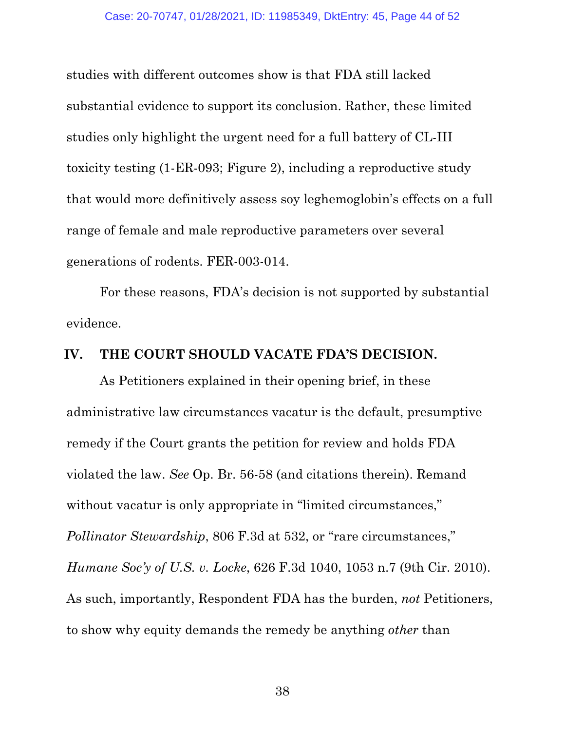studies with different outcomes show is that FDA still lacked substantial evidence to support its conclusion. Rather, these limited studies only highlight the urgent need for a full battery of CL-III toxicity testing (1-ER-093; Figure 2), including a reproductive study that would more definitively assess soy leghemoglobin's effects on a full range of female and male reproductive parameters over several generations of rodents. FER-003-014.

For these reasons, FDA's decision is not supported by substantial evidence.

## IV. THE COURT SHOULD VACATE FDA'S DECISION.

As Petitioners explained in their opening brief, in these administrative law circumstances vacatur is the default, presumptive remedy if the Court grants the petition for review and holds FDA violated the law. *See* Op. Br. 56-58 (and citations therein). Remand without vacatur is only appropriate in "limited circumstances," *Pollinator Stewardship*, 806 F.3d at 532, or "rare circumstances," *Humane Soc'y of U.S. v. Locke*, 626 F.3d 1040, 1053 n.7 (9th Cir. 2010). As such, importantly, Respondent FDA has the burden, *not* Petitioners, to show why equity demands the remedy be anything *other* than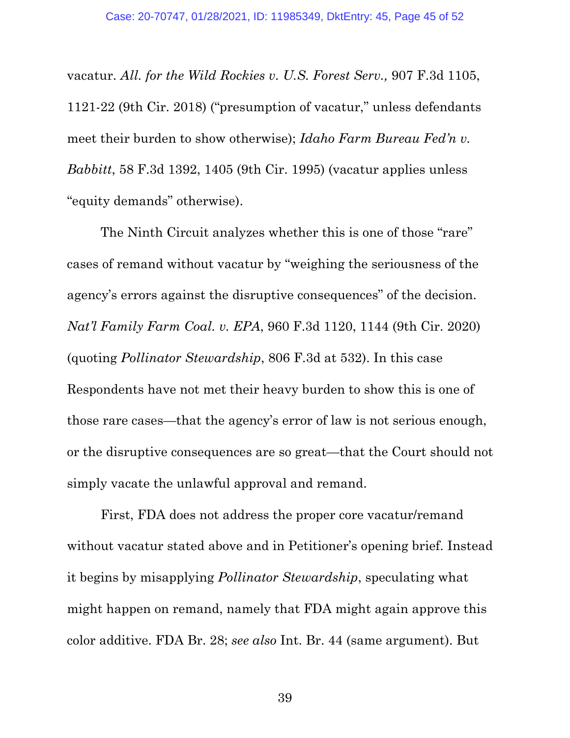vacatur. *All. for the Wild Rockies v. U.S. Forest Serv.,* 907 F.3d 1105, 1121-22 (9th Cir. 2018) ("presumption of vacatur," unless defendants meet their burden to show otherwise); *Idaho Farm Bureau Fed'n v. Babbitt*, 58 F.3d 1392, 1405 (9th Cir. 1995) (vacatur applies unless "equity demands" otherwise).

The Ninth Circuit analyzes whether this is one of those "rare" cases of remand without vacatur by "weighing the seriousness of the agency's errors against the disruptive consequences" of the decision. *Nat'l Family Farm Coal. v. EPA*, 960 F.3d 1120, 1144 (9th Cir. 2020) (quoting *Pollinator Stewardship*, 806 F.3d at 532). In this case Respondents have not met their heavy burden to show this is one of those rare cases—that the agency's error of law is not serious enough, or the disruptive consequences are so great—that the Court should not simply vacate the unlawful approval and remand.

First, FDA does not address the proper core vacatur/remand without vacatur stated above and in Petitioner's opening brief. Instead it begins by misapplying *Pollinator Stewardship*, speculating what might happen on remand, namely that FDA might again approve this color additive. FDA Br. 28; *see also* Int. Br. 44 (same argument). But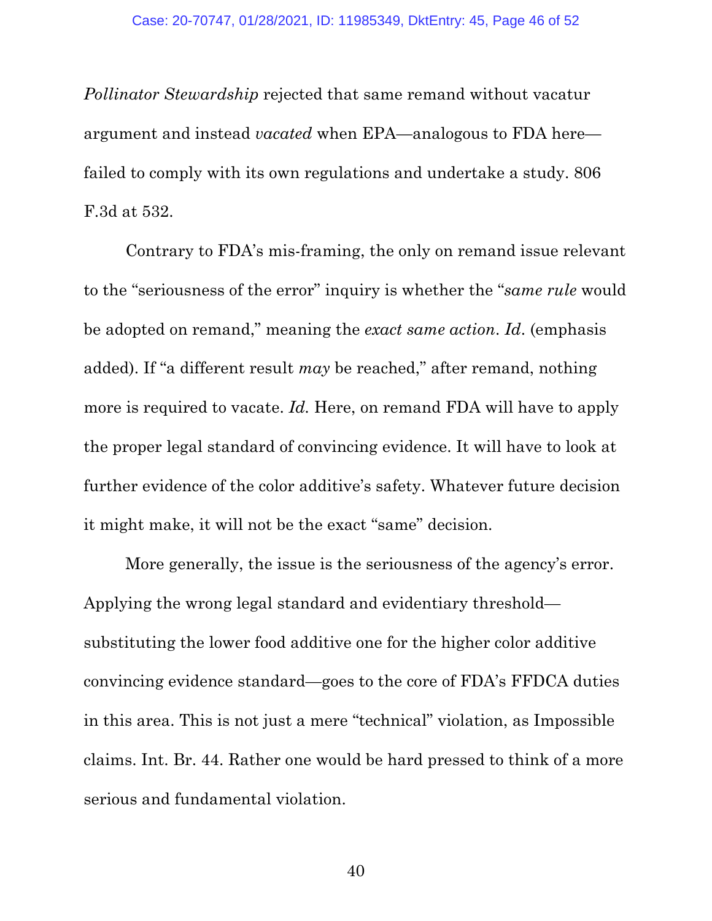*Pollinator Stewardship* rejected that same remand without vacatur argument and instead *vacated* when EPA—analogous to FDA here—failed to comply with its own regulations and undertake a study. 806 F.3d at 532.

Contrary to FDA's mis-framing, the only on remand issue relevant to the "seriousness of the error" inquiry is whether the "*same rule* would be adopted on remand," meaning the *exact same action*. *Id*. (emphasis added). If "a different result *may* be reached," after remand, nothing more is required to vacate. *Id.* Here, on remand FDA will have to apply the proper legal standard of convincing evidence. It will have to look at further evidence of the color additive's safety. Whatever future decision it might make, it will not be the exact "same" decision.

More generally, the issue is the seriousness of the agency's error. Applying the wrong legal standard and evidentiary threshold—substituting the lower food additive one for the higher color additive convincing evidence standard—goes to the core of FDA's FFDCA duties in this area. This is not just a mere "technical" violation, as Impossible claims. Int. Br. 44. Rather one would be hard pressed to think of a more serious and fundamental violation.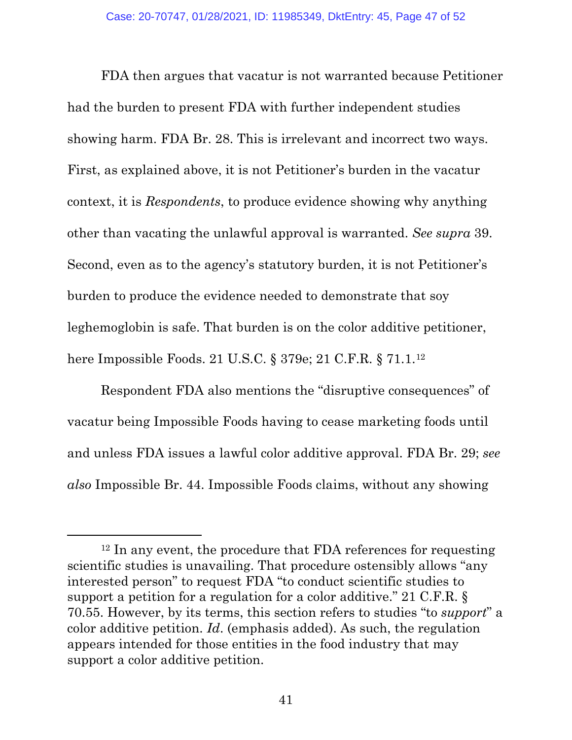FDA then argues that vacatur is not warranted because Petitioner had the burden to present FDA with further independent studies showing harm. FDA Br. 28. This is irrelevant and incorrect two ways. First, as explained above, it is not Petitioner's burden in the vacatur context, it is *Respondents*, to produce evidence showing why anything other than vacating the unlawful approval is warranted. *See supra* 39. Second, even as to the agency's statutory burden, it is not Petitioner's burden to produce the evidence needed to demonstrate that soy leghemoglobin is safe. That burden is on the color additive petitioner, here Impossible Foods. 21 U.S.C. § 379e; 21 C.F.R. § 71.1.[12]

Respondent FDA also mentions the "disruptive consequences" of vacatur being Impossible Foods having to cease marketing foods until and unless FDA issues a lawful color additive approval. FDA Br. 29; *see also* Impossible Br. 44. Impossible Foods claims, without any showing

---

[12] In any event, the procedure that FDA references for requesting scientific studies is unavailing. That procedure ostensibly allows "any interested person" to request FDA "to conduct scientific studies to support a petition for a regulation for a color additive." 21 C.F.R. § 70.55. However, by its terms, this section refers to studies "to *support*" a color additive petition. *Id*. (emphasis added). As such, the regulation appears intended for those entities in the food industry that may support a color additive petition.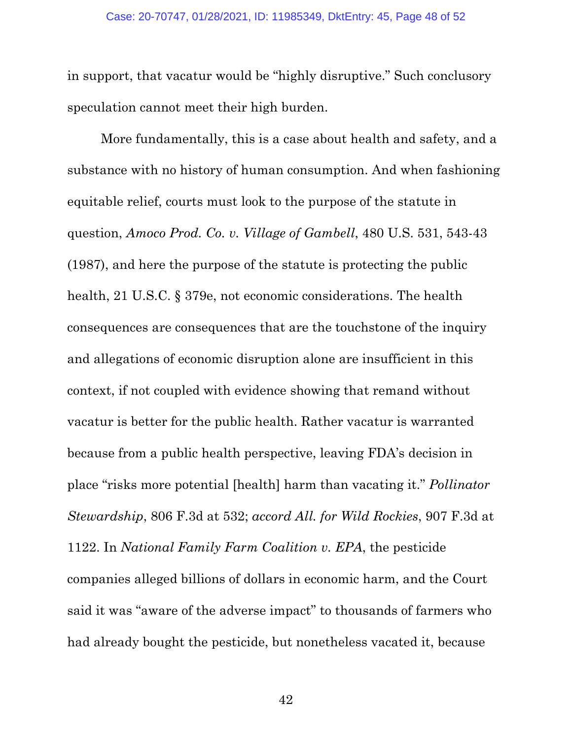in support, that vacatur would be "highly disruptive." Such conclusory speculation cannot meet their high burden.

More fundamentally, this is a case about health and safety, and a substance with no history of human consumption. And when fashioning equitable relief, courts must look to the purpose of the statute in question, *Amoco Prod. Co. v. Village of Gambell*, 480 U.S. 531, 543-43 (1987), and here the purpose of the statute is protecting the public health, 21 U.S.C. § 379e, not economic considerations. The health consequences are consequences that are the touchstone of the inquiry and allegations of economic disruption alone are insufficient in this context, if not coupled with evidence showing that remand without vacatur is better for the public health. Rather vacatur is warranted because from a public health perspective, leaving FDA's decision in place "risks more potential [health] harm than vacating it." *Pollinator Stewardship*, 806 F.3d at 532; *accord All. for Wild Rockies*, 907 F.3d at 1122. In *National Family Farm Coalition v. EPA*, the pesticide companies alleged billions of dollars in economic harm, and the Court said it was "aware of the adverse impact" to thousands of farmers who had already bought the pesticide, but nonetheless vacated it, because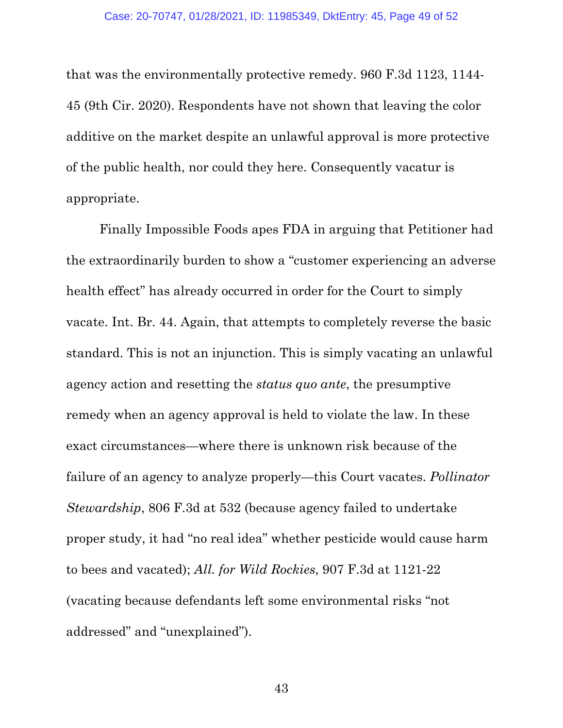that was the environmentally protective remedy. 960 F.3d 1123, 1144-45 (9th Cir. 2020). Respondents have not shown that leaving the color additive on the market despite an unlawful approval is more protective of the public health, nor could they here. Consequently vacatur is appropriate.

Finally Impossible Foods apes FDA in arguing that Petitioner had the extraordinarily burden to show a "customer experiencing an adverse health effect" has already occurred in order for the Court to simply vacate. Int. Br. 44. Again, that attempts to completely reverse the basic standard. This is not an injunction. This is simply vacating an unlawful agency action and resetting the *status quo ante*, the presumptive remedy when an agency approval is held to violate the law. In these exact circumstances—where there is unknown risk because of the failure of an agency to analyze properly—this Court vacates. *Pollinator Stewardship*, 806 F.3d at 532 (because agency failed to undertake proper study, it had "no real idea" whether pesticide would cause harm to bees and vacated); *All. for Wild Rockies*, 907 F.3d at 1121-22 (vacating because defendants left some environmental risks "not addressed" and "unexplained").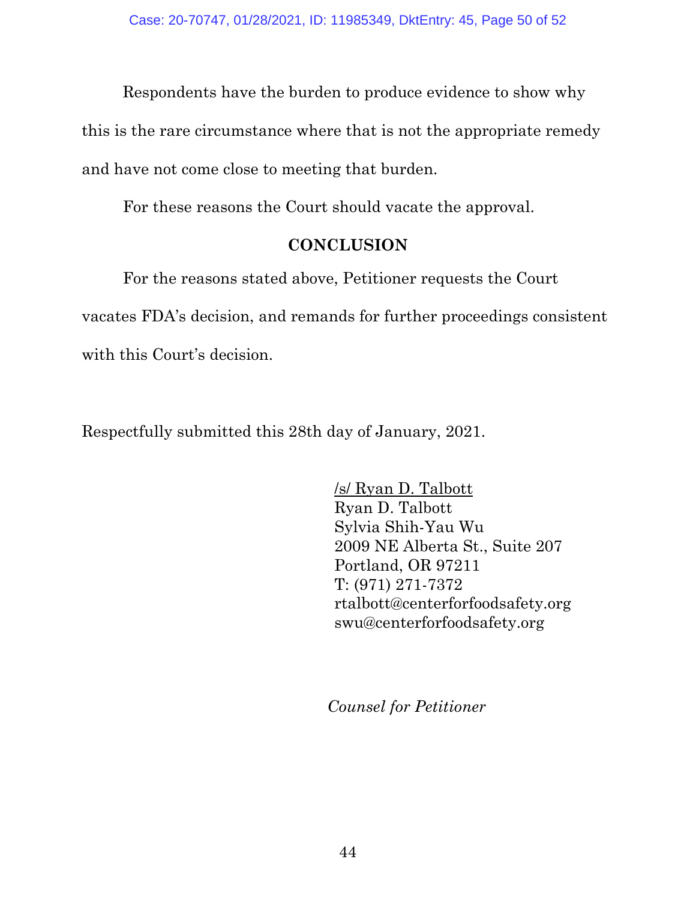Respondents have the burden to produce evidence to show why this is the rare circumstance where that is not the appropriate remedy and have not come close to meeting that burden.

For these reasons the Court should vacate the approval.

## CONCLUSION

For the reasons stated above, Petitioner requests the Court vacates FDA's decision, and remands for further proceedings consistent with this Court's decision.

Respectfully submitted this 28th day of January, 2021.

/s/ Ryan D. Talbott
Ryan D. Talbott
Sylvia Shih-Yau Wu
2009 NE Alberta St., Suite 207
Portland, OR 97211
T: (971) 271-7372
rtalbott@centerforfoodsafety.org
swu@centerforfoodsafety.org

*Counsel for Petitioner*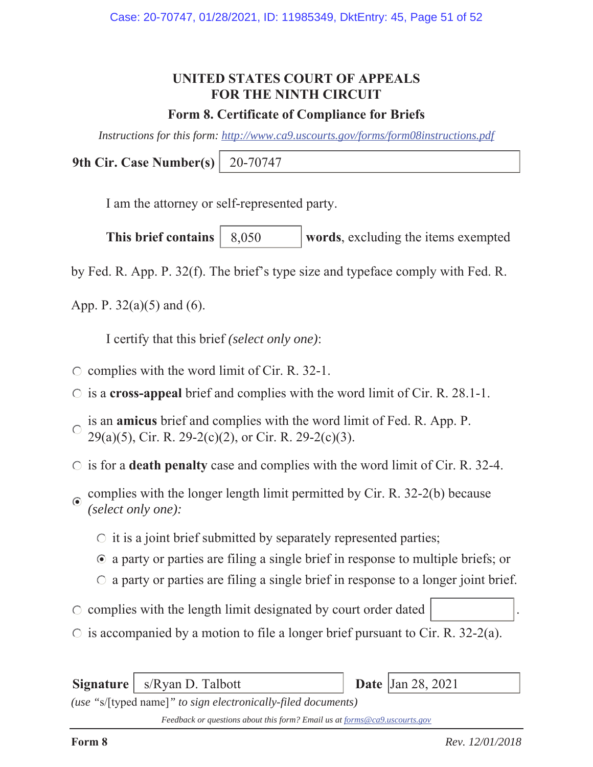# UNITED STATES COURT OF APPEALS
# FOR THE NINTH CIRCUIT

## Form 8. Certificate of Compliance for Briefs

*Instructions for this form: http://www.ca9.uscourts.gov/forms/form08instructions.pdf*

**9th Cir. Case Number(s)** 20-70747

I am the attorney or self-represented party.

**This brief contains** 8,050 **words**, excluding the items exempted by Fed. R. App. P. 32(f). The brief's type size and typeface comply with Fed. R. App. P. 32(a)(5) and (6).

I certify that this brief *(select only one)*:

- ○ complies with the word limit of Cir. R. 32-1.
- ○ is a **cross-appeal** brief and complies with the word limit of Cir. R. 28.1-1.
- ○ is an **amicus** brief and complies with the word limit of Fed. R. App. P. 29(a)(5), Cir. R. 29-2(c)(2), or Cir. R. 29-2(c)(3).
- ○ is for a **death penalty** case and complies with the word limit of Cir. R. 32-4.
- ◉ complies with the longer length limit permitted by Cir. R. 32-2(b) because *(select only one):*
  - ○ it is a joint brief submitted by separately represented parties;
  - ◉ a party or parties are filing a single brief in response to multiple briefs; or
  - ○ a party or parties are filing a single brief in response to a longer joint brief.
- ○ complies with the length limit designated by court order dated \_\_\_\_\_\_\_\_.
- ○ is accompanied by a motion to file a longer brief pursuant to Cir. R. 32-2(a).

**Signature** s/Ryan D. Talbott **Date** Jan 28, 2021

*(use "*s/[typed name]*" to sign electronically-filed documents)*

*Feedback or questions about this form? Email us at forms@ca9.uscourts.gov*

**Form 8** *Rev. 12/01/2018*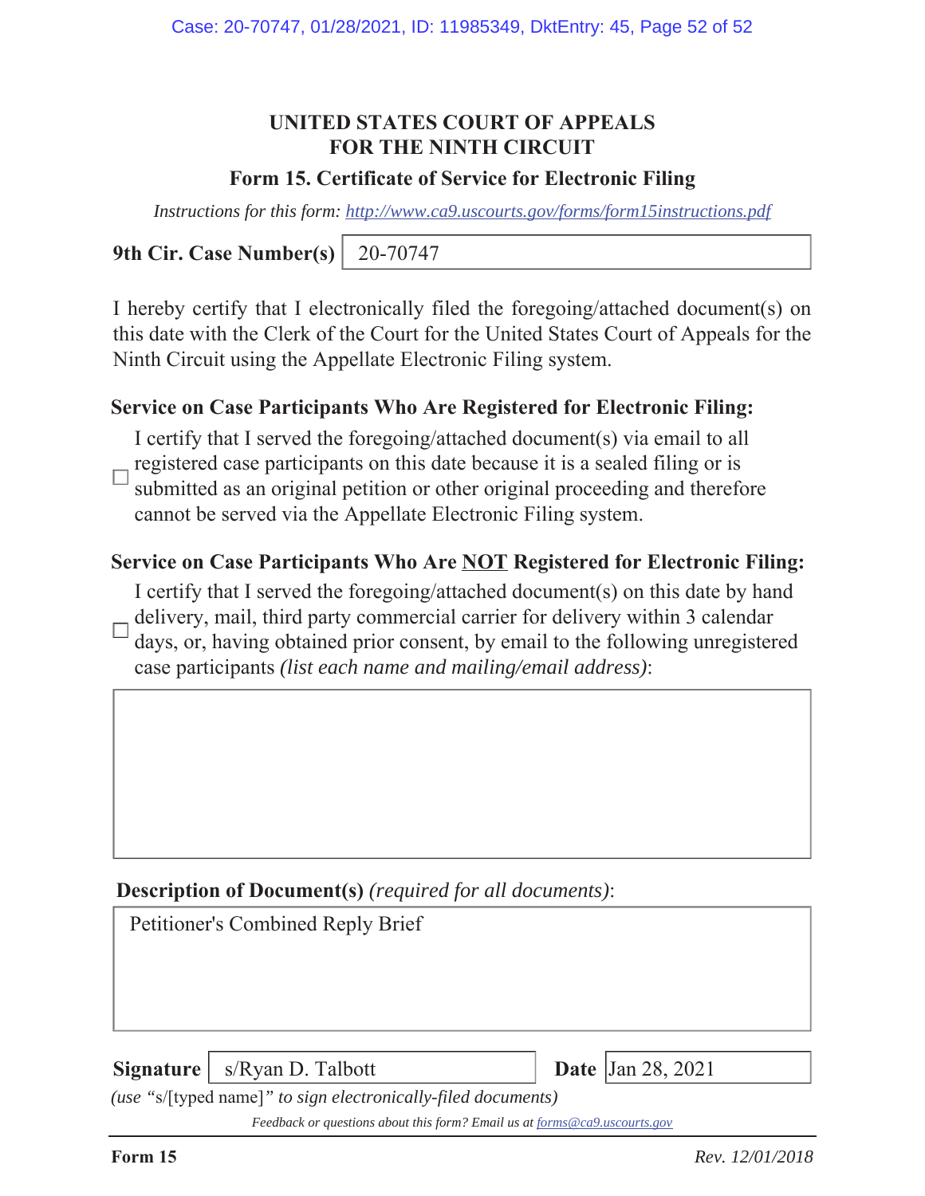**UNITED STATES COURT OF APPEALS**
**FOR THE NINTH CIRCUIT**

**Form 15. Certificate of Service for Electronic Filing**

*Instructions for this form: http://www.ca9.uscourts.gov/forms/form15instructions.pdf*

**9th Cir. Case Number(s)** 20-70747

I hereby certify that I electronically filed the foregoing/attached document(s) on this date with the Clerk of the Court for the United States Court of Appeals for the Ninth Circuit using the Appellate Electronic Filing system.

**Service on Case Participants Who Are Registered for Electronic Filing:**

☐ I certify that I served the foregoing/attached document(s) via email to all registered case participants on this date because it is a sealed filing or is submitted as an original petition or other original proceeding and therefore cannot be served via the Appellate Electronic Filing system.

**Service on Case Participants Who Are NOT Registered for Electronic Filing:**

☐ I certify that I served the foregoing/attached document(s) on this date by hand delivery, mail, third party commercial carrier for delivery within 3 calendar days, or, having obtained prior consent, by email to the following unregistered case participants *(list each name and mailing/email address)*:

**Description of Document(s)** *(required for all documents)*:

Petitioner's Combined Reply Brief

**Signature** s/Ryan D. Talbott **Date** Jan 28, 2021

*(use "s/[typed name]" to sign electronically-filed documents)*

*Feedback or questions about this form? Email us at forms@ca9.uscourts.gov*

**Form 15** *Rev. 12/01/2018*